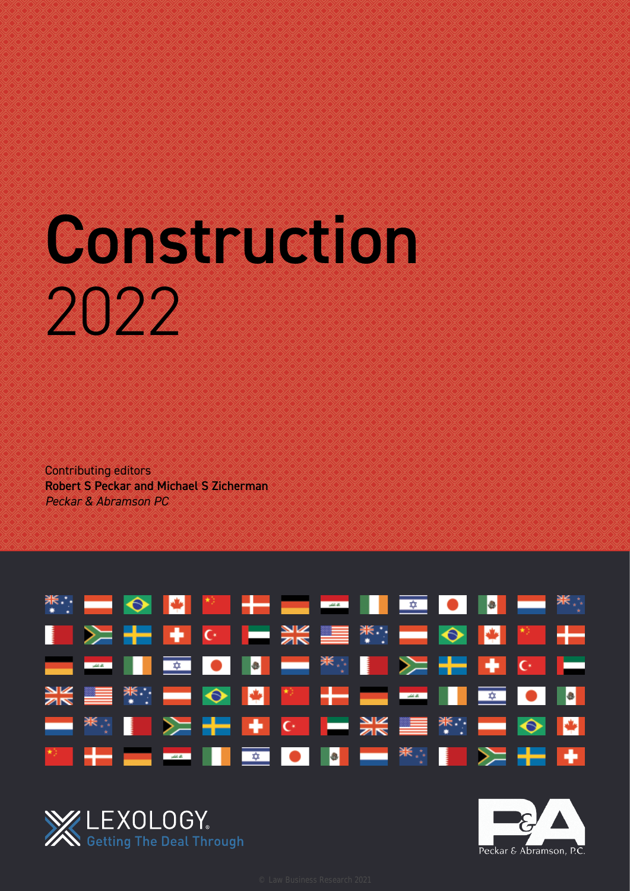# Construction

2022

Contributing editors

**Robert S Peckar and Michael S Zicherman**

*Peckar & Abramson PC*

LEXOLOGY. Getting The Deal Through

Peckar & Abramson, P.C.

© Law Business Research 2021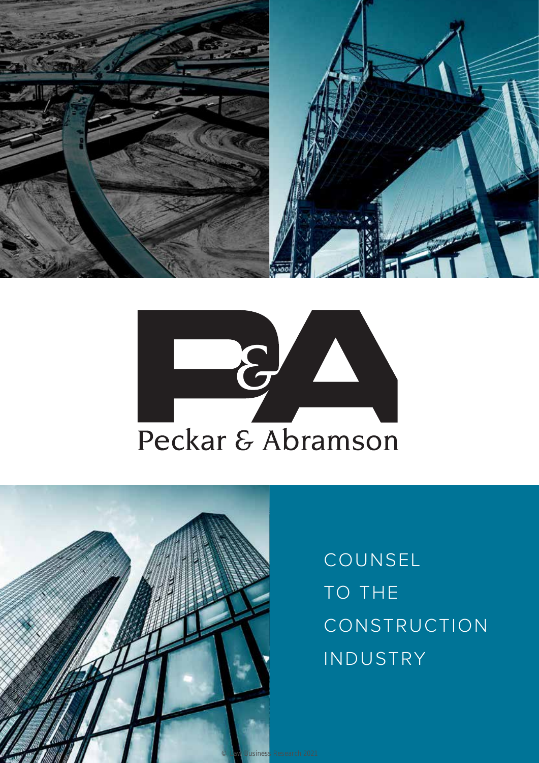Peckar & Abramson

COUNSEL TO THE CONSTRUCTION INDUSTRY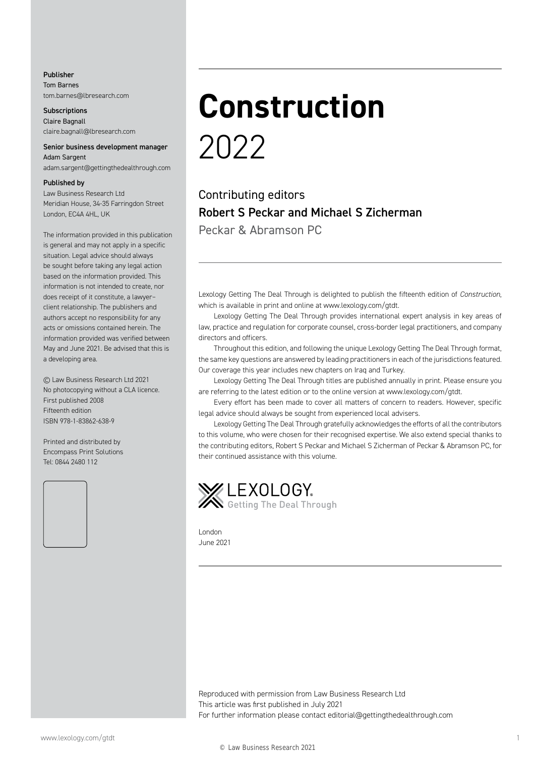**Publisher**
Tom Barnes
tom.barnes@lbresearch.com

**Subscriptions**
Claire Bagnall
claire.bagnall@lbresearch.com

**Senior business development manager**
Adam Sargent
adam.sargent@gettingthedealthrough.com

**Published by**
Law Business Research Ltd
Meridian House, 34-35 Farringdon Street
London, EC4A 4HL, UK

The information provided in this publication is general and may not apply in a specific situation. Legal advice should always be sought before taking any legal action based on the information provided. This information is not intended to create, nor does receipt of it constitute, a lawyer–client relationship. The publishers and authors accept no responsibility for any acts or omissions contained herein. The information provided was verified between May and June 2021. Be advised that this is a developing area.

© Law Business Research Ltd 2021
No photocopying without a CLA licence.
First published 2008
Fifteenth edition
ISBN 978-1-83862-638-9

Printed and distributed by
Encompass Print Solutions
Tel: 0844 2480 112

# Construction
2022

## Contributing editors
**Robert S Peckar and Michael S Zicherman**
Peckar & Abramson PC

Lexology Getting The Deal Through is delighted to publish the fifteenth edition of *Construction*, which is available in print and online at www.lexology.com/gtdt.

Lexology Getting The Deal Through provides international expert analysis in key areas of law, practice and regulation for corporate counsel, cross-border legal practitioners, and company directors and officers.

Throughout this edition, and following the unique Lexology Getting The Deal Through format, the same key questions are answered by leading practitioners in each of the jurisdictions featured. Our coverage this year includes new chapters on Iraq and Turkey.

Lexology Getting The Deal Through titles are published annually in print. Please ensure you are referring to the latest edition or to the online version at www.lexology.com/gtdt.

Every effort has been made to cover all matters of concern to readers. However, specific legal advice should always be sought from experienced local advisers.

Lexology Getting The Deal Through gratefully acknowledges the efforts of all the contributors to this volume, who were chosen for their recognised expertise. We also extend special thanks to the contributing editors, Robert S Peckar and Michael S Zicherman of Peckar & Abramson PC, for their continued assistance with this volume.

LEXOLOGY. Getting The Deal Through

London
June 2021

Reproduced with permission from Law Business Research Ltd
This article was first published in July 2021
For further information please contact editorial@gettingthedealthrough.com

© Law Business Research 2021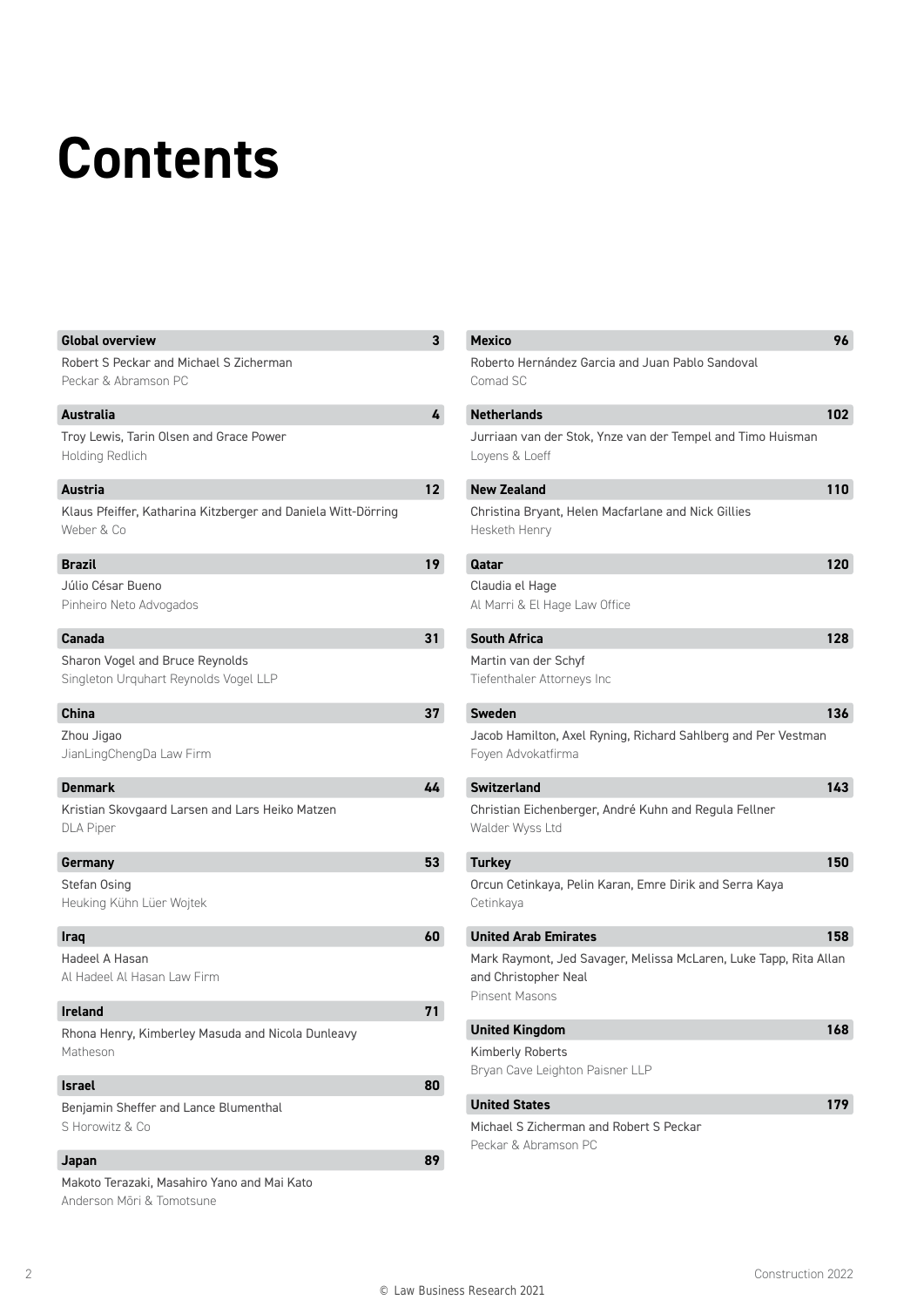# Contents

**Global overview** 3
Robert S Peckar and Michael S Zicherman
Peckar & Abramson PC

**Australia** 4
Troy Lewis, Tarin Olsen and Grace Power
Holding Redlich

**Austria** 12
Klaus Pfeiffer, Katharina Kitzberger and Daniela Witt-Dörring
Weber & Co

**Brazil** 19
Júlio César Bueno
Pinheiro Neto Advogados

**Canada** 31
Sharon Vogel and Bruce Reynolds
Singleton Urquhart Reynolds Vogel LLP

**China** 37
Zhou Jigao
JianLingChengDa Law Firm

**Denmark** 44
Kristian Skovgaard Larsen and Lars Heiko Matzen
DLA Piper

**Germany** 53
Stefan Osing
Heuking Kühn Lüer Wojtek

**Iraq** 60
Hadeel A Hasan
Al Hadeel Al Hasan Law Firm

**Ireland** 71
Rhona Henry, Kimberley Masuda and Nicola Dunleavy
Matheson

**Israel** 80
Benjamin Sheffer and Lance Blumenthal
S Horowitz & Co

**Japan** 89
Makoto Terazaki, Masahiro Yano and Mai Kato
Anderson Mōri & Tomotsune

**Mexico** 96
Roberto Hernández Garcia and Juan Pablo Sandoval
Comad SC

**Netherlands** 102
Jurriaan van der Stok, Ynze van der Tempel and Timo Huisman
Loyens & Loeff

**New Zealand** 110
Christina Bryant, Helen Macfarlane and Nick Gillies
Hesketh Henry

**Qatar** 120
Claudia el Hage
Al Marri & El Hage Law Office

**South Africa** 128
Martin van der Schyf
Tiefenthaler Attorneys Inc

**Sweden** 136
Jacob Hamilton, Axel Ryning, Richard Sahlberg and Per Vestman
Foyen Advokatfirma

**Switzerland** 143
Christian Eichenberger, André Kuhn and Regula Fellner
Walder Wyss Ltd

**Turkey** 150
Orcun Cetinkaya, Pelin Karan, Emre Dirik and Serra Kaya
Cetinkaya

**United Arab Emirates** 158
Mark Raymont, Jed Savager, Melissa McLaren, Luke Tapp, Rita Allan and Christopher Neal
Pinsent Masons

**United Kingdom** 168
Kimberly Roberts
Bryan Cave Leighton Paisner LLP

**United States** 179
Michael S Zicherman and Robert S Peckar
Peckar & Abramson PC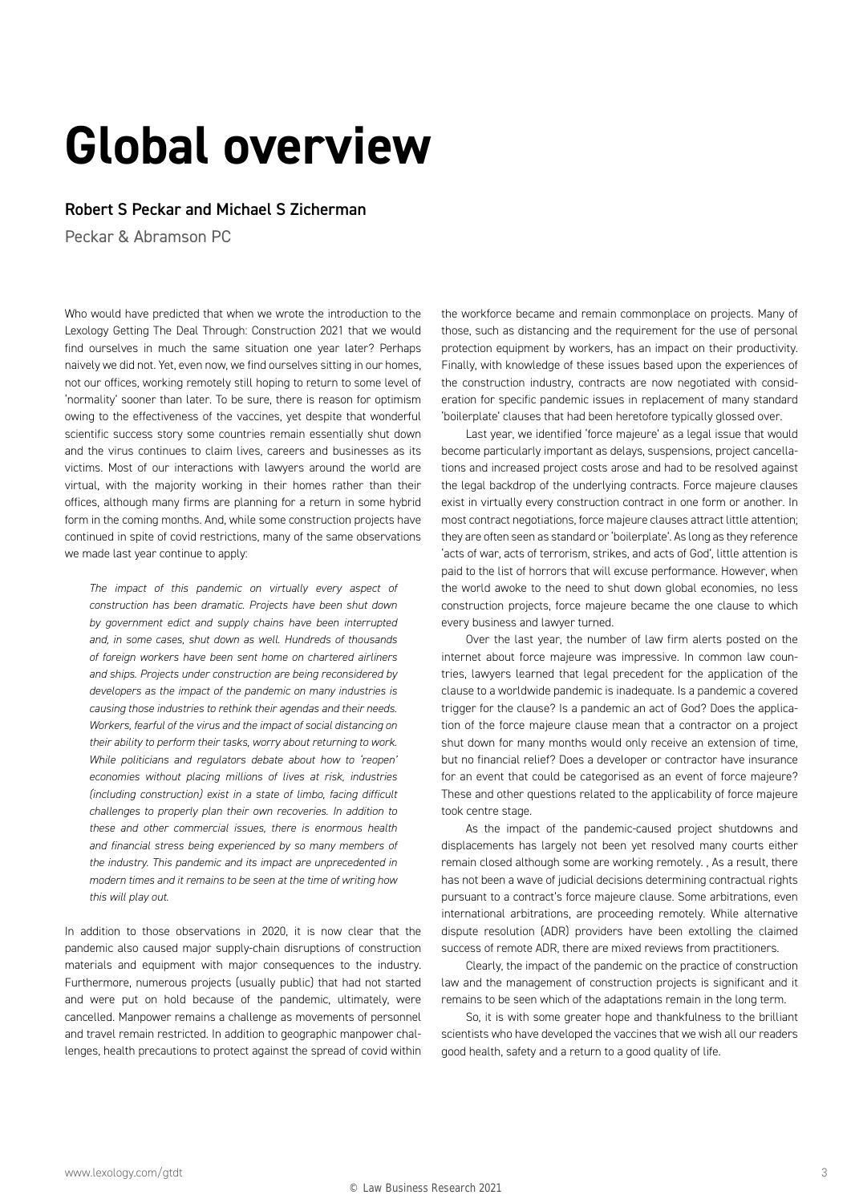# Global overview

**Robert S Peckar and Michael S Zicherman**

Peckar & Abramson PC

Who would have predicted that when we wrote the introduction to the Lexology Getting The Deal Through: Construction 2021 that we would find ourselves in much the same situation one year later? Perhaps naively we did not. Yet, even now, we find ourselves sitting in our homes, not our offices, working remotely still hoping to return to some level of 'normality' sooner than later. To be sure, there is reason for optimism owing to the effectiveness of the vaccines, yet despite that wonderful scientific success story some countries remain essentially shut down and the virus continues to claim lives, careers and businesses as its victims. Most of our interactions with lawyers around the world are virtual, with the majority working in their homes rather than their offices, although many firms are planning for a return in some hybrid form in the coming months. And, while some construction projects have continued in spite of covid restrictions, many of the same observations we made last year continue to apply:

> *The impact of this pandemic on virtually every aspect of construction has been dramatic. Projects have been shut down by government edict and supply chains have been interrupted and, in some cases, shut down as well. Hundreds of thousands of foreign workers have been sent home on chartered airliners and ships. Projects under construction are being reconsidered by developers as the impact of the pandemic on many industries is causing those industries to rethink their agendas and their needs. Workers, fearful of the virus and the impact of social distancing on their ability to perform their tasks, worry about returning to work. While politicians and regulators debate about how to 'reopen' economies without placing millions of lives at risk, industries (including construction) exist in a state of limbo, facing difficult challenges to properly plan their own recoveries. In addition to these and other commercial issues, there is enormous health and financial stress being experienced by so many members of the industry. This pandemic and its impact are unprecedented in modern times and it remains to be seen at the time of writing how this will play out.*

In addition to those observations in 2020, it is now clear that the pandemic also caused major supply-chain disruptions of construction materials and equipment with major consequences to the industry. Furthermore, numerous projects (usually public) that had not started and were put on hold because of the pandemic, ultimately, were cancelled. Manpower remains a challenge as movements of personnel and travel remain restricted. In addition to geographic manpower challenges, health precautions to protect against the spread of covid within the workforce became and remain commonplace on projects. Many of those, such as distancing and the requirement for the use of personal protection equipment by workers, has an impact on their productivity. Finally, with knowledge of these issues based upon the experiences of the construction industry, contracts are now negotiated with consideration for specific pandemic issues in replacement of many standard 'boilerplate' clauses that had been heretofore typically glossed over.

Last year, we identified 'force majeure' as a legal issue that would become particularly important as delays, suspensions, project cancellations and increased project costs arose and had to be resolved against the legal backdrop of the underlying contracts. Force majeure clauses exist in virtually every construction contract in one form or another. In most contract negotiations, force majeure clauses attract little attention; they are often seen as standard or 'boilerplate'. As long as they reference 'acts of war, acts of terrorism, strikes, and acts of God', little attention is paid to the list of horrors that will excuse performance. However, when the world awoke to the need to shut down global economies, no less construction projects, force majeure became the one clause to which every business and lawyer turned.

Over the last year, the number of law firm alerts posted on the internet about force majeure was impressive. In common law countries, lawyers learned that legal precedent for the application of the clause to a worldwide pandemic is inadequate. Is a pandemic a covered trigger for the clause? Is a pandemic an act of God? Does the application of the force majeure clause mean that a contractor on a project shut down for many months would only receive an extension of time, but no financial relief? Does a developer or contractor have insurance for an event that could be categorised as an event of force majeure? These and other questions related to the applicability of force majeure took centre stage.

As the impact of the pandemic-caused project shutdowns and displacements has largely not been yet resolved many courts either remain closed although some are working remotely. , As a result, there has not been a wave of judicial decisions determining contractual rights pursuant to a contract's force majeure clause. Some arbitrations, even international arbitrations, are proceeding remotely. While alternative dispute resolution (ADR) providers have been extolling the claimed success of remote ADR, there are mixed reviews from practitioners.

Clearly, the impact of the pandemic on the practice of construction law and the management of construction projects is significant and it remains to be seen which of the adaptations remain in the long term.

So, it is with some greater hope and thankfulness to the brilliant scientists who have developed the vaccines that we wish all our readers good health, safety and a return to a good quality of life.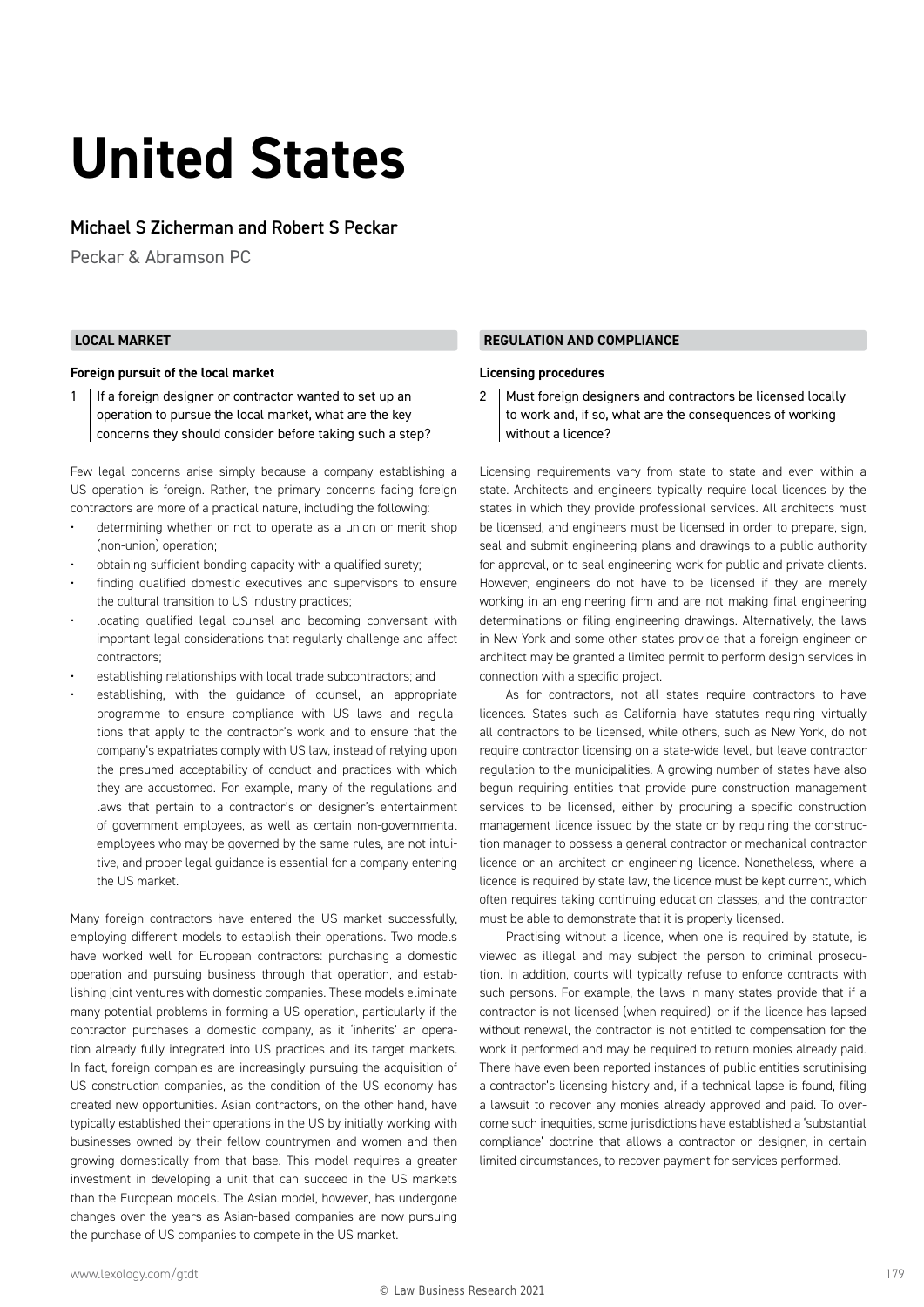# United States

## Michael S Zicherman and Robert S Peckar

Peckar & Abramson PC

## LOCAL MARKET

### Foreign pursuit of the local market

**1 If a foreign designer or contractor wanted to set up an operation to pursue the local market, what are the key concerns they should consider before taking such a step?**

Few legal concerns arise simply because a company establishing a US operation is foreign. Rather, the primary concerns facing foreign contractors are more of a practical nature, including the following:

- determining whether or not to operate as a union or merit shop (non-union) operation;
- obtaining sufficient bonding capacity with a qualified surety;
- finding qualified domestic executives and supervisors to ensure the cultural transition to US industry practices;
- locating qualified legal counsel and becoming conversant with important legal considerations that regularly challenge and affect contractors;
- establishing relationships with local trade subcontractors; and
- establishing, with the guidance of counsel, an appropriate programme to ensure compliance with US laws and regulations that apply to the contractor's work and to ensure that the company's expatriates comply with US law, instead of relying upon the presumed acceptability of conduct and practices with which they are accustomed. For example, many of the regulations and laws that pertain to a contractor's or designer's entertainment of government employees, as well as certain non-governmental employees who may be governed by the same rules, are not intuitive, and proper legal guidance is essential for a company entering the US market.

Many foreign contractors have entered the US market successfully, employing different models to establish their operations. Two models have worked well for European contractors: purchasing a domestic operation and pursuing business through that operation, and establishing joint ventures with domestic companies. These models eliminate many potential problems in forming a US operation, particularly if the contractor purchases a domestic company, as it 'inherits' an operation already fully integrated into US practices and its target markets. In fact, foreign companies are increasingly pursuing the acquisition of US construction companies, as the condition of the US economy has created new opportunities. Asian contractors, on the other hand, have typically established their operations in the US by initially working with businesses owned by their fellow countrymen and women and then growing domestically from that base. This model requires a greater investment in developing a unit that can succeed in the US markets than the European models. The Asian model, however, has undergone changes over the years as Asian-based companies are now pursuing the purchase of US companies to compete in the US market.

## REGULATION AND COMPLIANCE

### Licensing procedures

**2 Must foreign designers and contractors be licensed locally to work and, if so, what are the consequences of working without a licence?**

Licensing requirements vary from state to state and even within a state. Architects and engineers typically require local licences by the states in which they provide professional services. All architects must be licensed, and engineers must be licensed in order to prepare, sign, seal and submit engineering plans and drawings to a public authority for approval, or to seal engineering work for public and private clients. However, engineers do not have to be licensed if they are merely working in an engineering firm and are not making final engineering determinations or filing engineering drawings. Alternatively, the laws in New York and some other states provide that a foreign engineer or architect may be granted a limited permit to perform design services in connection with a specific project.

As for contractors, not all states require contractors to have licences. States such as California have statutes requiring virtually all contractors to be licensed, while others, such as New York, do not require contractor licensing on a state-wide level, but leave contractor regulation to the municipalities. A growing number of states have also begun requiring entities that provide pure construction management services to be licensed, either by procuring a specific construction management licence issued by the state or by requiring the construction manager to possess a general contractor or mechanical contractor licence or an architect or engineering licence. Nonetheless, where a licence is required by state law, the licence must be kept current, which often requires taking continuing education classes, and the contractor must be able to demonstrate that it is properly licensed.

Practising without a licence, when one is required by statute, is viewed as illegal and may subject the person to criminal prosecution. In addition, courts will typically refuse to enforce contracts with such persons. For example, the laws in many states provide that if a contractor is not licensed (when required), or if the licence has lapsed without renewal, the contractor is not entitled to compensation for the work it performed and may be required to return monies already paid. There have even been reported instances of public entities scrutinising a contractor's licensing history and, if a technical lapse is found, filing a lawsuit to recover any monies already approved and paid. To overcome such inequities, some jurisdictions have established a 'substantial compliance' doctrine that allows a contractor or designer, in certain limited circumstances, to recover payment for services performed.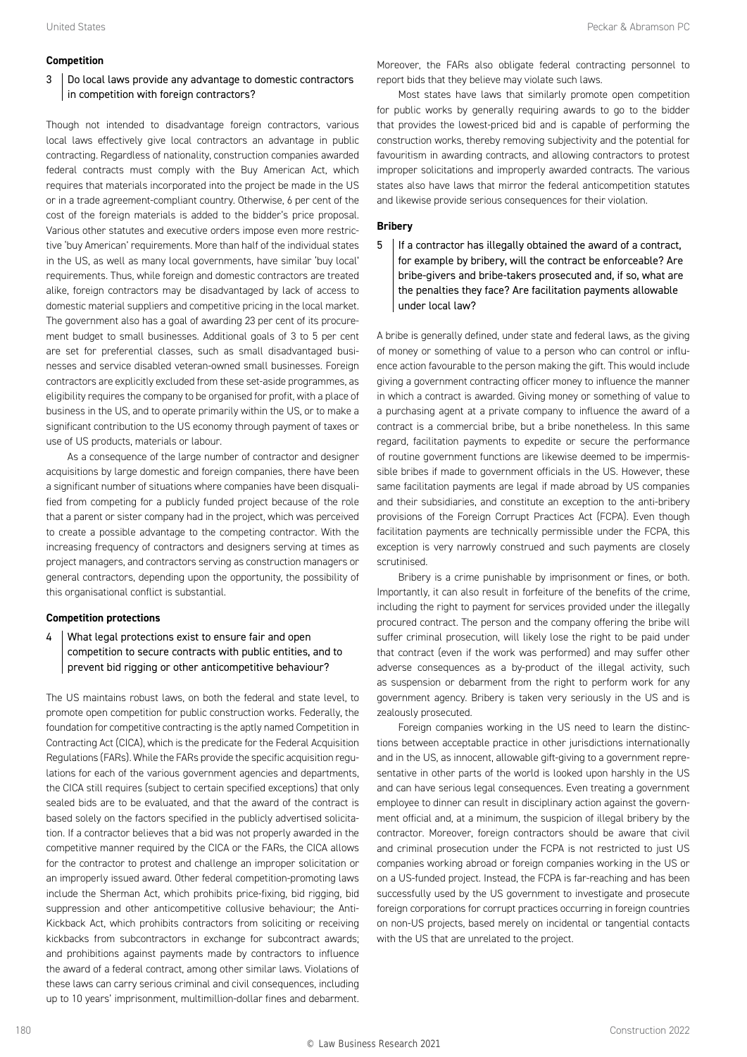### Competition

**3 | Do local laws provide any advantage to domestic contractors in competition with foreign contractors?**

Though not intended to disadvantage foreign contractors, various local laws effectively give local contractors an advantage in public contracting. Regardless of nationality, construction companies awarded federal contracts must comply with the Buy American Act, which requires that materials incorporated into the project be made in the US or in a trade agreement-compliant country. Otherwise, 6 per cent of the cost of the foreign materials is added to the bidder's price proposal. Various other statutes and executive orders impose even more restrictive 'buy American' requirements. More than half of the individual states in the US, as well as many local governments, have similar 'buy local' requirements. Thus, while foreign and domestic contractors are treated alike, foreign contractors may be disadvantaged by lack of access to domestic material suppliers and competitive pricing in the local market. The government also has a goal of awarding 23 per cent of its procurement budget to small businesses. Additional goals of 3 to 5 per cent are set for preferential classes, such as small disadvantaged businesses and service disabled veteran-owned small businesses. Foreign contractors are explicitly excluded from these set-aside programmes, as eligibility requires the company to be organised for profit, with a place of business in the US, and to operate primarily within the US, or to make a significant contribution to the US economy through payment of taxes or use of US products, materials or labour.

As a consequence of the large number of contractor and designer acquisitions by large domestic and foreign companies, there have been a significant number of situations where companies have been disqualified from competing for a publicly funded project because of the role that a parent or sister company had in the project, which was perceived to create a possible advantage to the competing contractor. With the increasing frequency of contractors and designers serving at times as project managers, and contractors serving as construction managers or general contractors, depending upon the opportunity, the possibility of this organisational conflict is substantial.

### Competition protections

**4 | What legal protections exist to ensure fair and open competition to secure contracts with public entities, and to prevent bid rigging or other anticompetitive behaviour?**

The US maintains robust laws, on both the federal and state level, to promote open competition for public construction works. Federally, the foundation for competitive contracting is the aptly named Competition in Contracting Act (CICA), which is the predicate for the Federal Acquisition Regulations (FARs). While the FARs provide the specific acquisition regulations for each of the various government agencies and departments, the CICA still requires (subject to certain specified exceptions) that only sealed bids are to be evaluated, and that the award of the contract is based solely on the factors specified in the publicly advertised solicitation. If a contractor believes that a bid was not properly awarded in the competitive manner required by the CICA or the FARs, the CICA allows for the contractor to protest and challenge an improper solicitation or an improperly issued award. Other federal competition-promoting laws include the Sherman Act, which prohibits price-fixing, bid rigging, bid suppression and other anticompetitive collusive behaviour; the Anti-Kickback Act, which prohibits contractors from soliciting or receiving kickbacks from subcontractors in exchange for subcontract awards; and prohibitions against payments made by contractors to influence the award of a federal contract, among other similar laws. Violations of these laws can carry serious criminal and civil consequences, including up to 10 years' imprisonment, multimillion-dollar fines and debarment. Moreover, the FARs also obligate federal contracting personnel to report bids that they believe may violate such laws.

Most states have laws that similarly promote open competition for public works by generally requiring awards to go to the bidder that provides the lowest-priced bid and is capable of performing the construction works, thereby removing subjectivity and the potential for favouritism in awarding contracts, and allowing contractors to protest improper solicitations and improperly awarded contracts. The various states also have laws that mirror the federal anticompetition statutes and likewise provide serious consequences for their violation.

### Bribery

**5 | If a contractor has illegally obtained the award of a contract, for example by bribery, will the contract be enforceable? Are bribe-givers and bribe-takers prosecuted and, if so, what are the penalties they face? Are facilitation payments allowable under local law?**

A bribe is generally defined, under state and federal laws, as the giving of money or something of value to a person who can control or influence action favourable to the person making the gift. This would include giving a government contracting officer money to influence the manner in which a contract is awarded. Giving money or something of value to a purchasing agent at a private company to influence the award of a contract is a commercial bribe, but a bribe nonetheless. In this same regard, facilitation payments to expedite or secure the performance of routine government functions are likewise deemed to be impermissible bribes if made to government officials in the US. However, these same facilitation payments are legal if made abroad by US companies and their subsidiaries, and constitute an exception to the anti-bribery provisions of the Foreign Corrupt Practices Act (FCPA). Even though facilitation payments are technically permissible under the FCPA, this exception is very narrowly construed and such payments are closely scrutinised.

Bribery is a crime punishable by imprisonment or fines, or both. Importantly, it can also result in forfeiture of the benefits of the crime, including the right to payment for services provided under the illegally procured contract. The person and the company offering the bribe will suffer criminal prosecution, will likely lose the right to be paid under that contract (even if the work was performed) and may suffer other adverse consequences as a by-product of the illegal activity, such as suspension or debarment from the right to perform work for any government agency. Bribery is taken very seriously in the US and is zealously prosecuted.

Foreign companies working in the US need to learn the distinctions between acceptable practice in other jurisdictions internationally and in the US, as innocent, allowable gift-giving to a government representative in other parts of the world is looked upon harshly in the US and can have serious legal consequences. Even treating a government employee to dinner can result in disciplinary action against the government official and, at a minimum, the suspicion of illegal bribery by the contractor. Moreover, foreign contractors should be aware that civil and criminal prosecution under the FCPA is not restricted to just US companies working abroad or foreign companies working in the US or on a US-funded project. Instead, the FCPA is far-reaching and has been successfully used by the US government to investigate and prosecute foreign corporations for corrupt practices occurring in foreign countries on non-US projects, based merely on incidental or tangential contacts with the US that are unrelated to the project.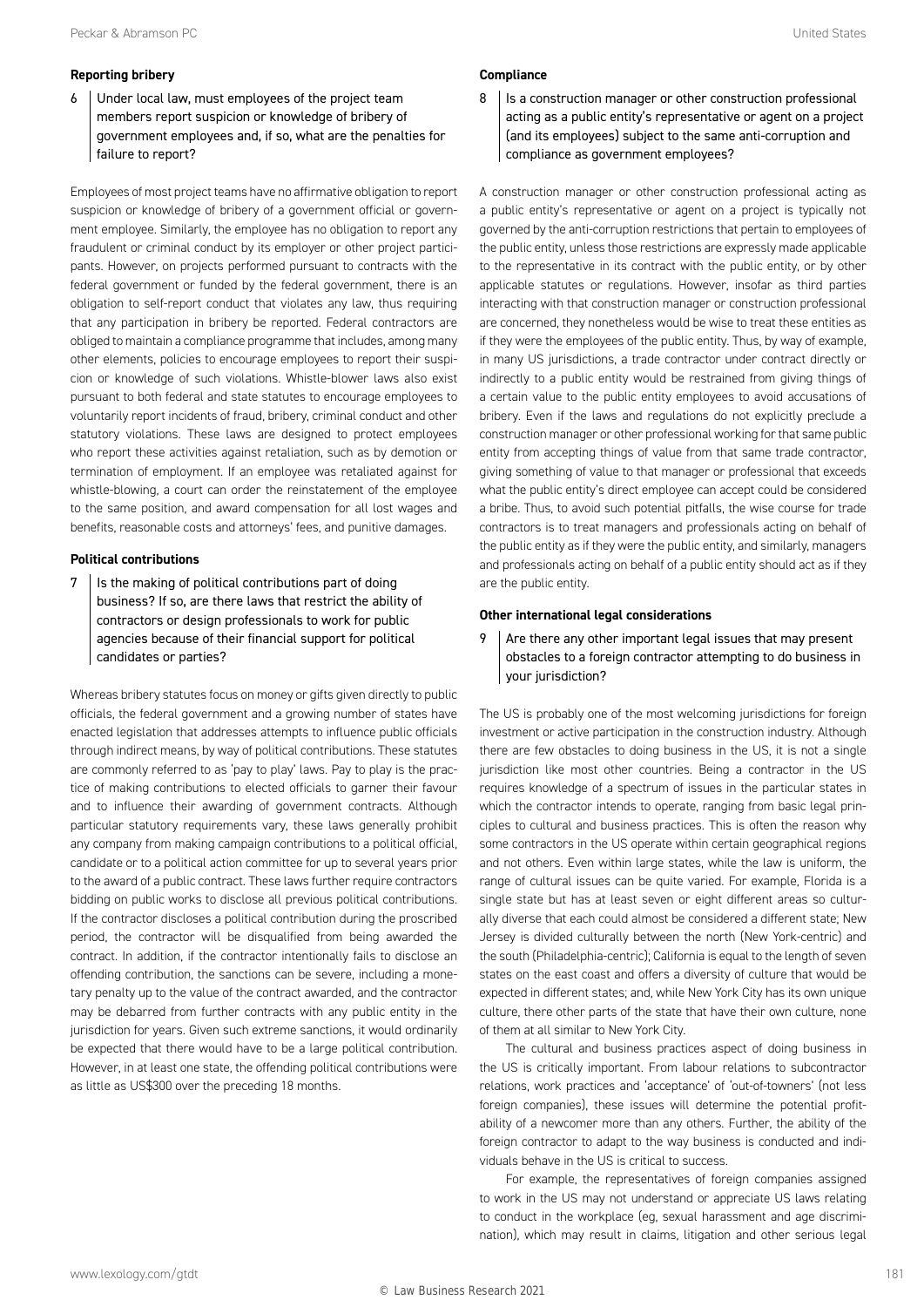### Reporting bribery

**6 Under local law, must employees of the project team members report suspicion or knowledge of bribery of government employees and, if so, what are the penalties for failure to report?**

Employees of most project teams have no affirmative obligation to report suspicion or knowledge of bribery of a government official or government employee. Similarly, the employee has no obligation to report any fraudulent or criminal conduct by its employer or other project participants. However, on projects performed pursuant to contracts with the federal government or funded by the federal government, there is an obligation to self-report conduct that violates any law, thus requiring that any participation in bribery be reported. Federal contractors are obliged to maintain a compliance programme that includes, among many other elements, policies to encourage employees to report their suspicion or knowledge of such violations. Whistle-blower laws also exist pursuant to both federal and state statutes to encourage employees to voluntarily report incidents of fraud, bribery, criminal conduct and other statutory violations. These laws are designed to protect employees who report these activities against retaliation, such as by demotion or termination of employment. If an employee was retaliated against for whistle-blowing, a court can order the reinstatement of the employee to the same position, and award compensation for all lost wages and benefits, reasonable costs and attorneys' fees, and punitive damages.

### Political contributions

**7 Is the making of political contributions part of doing business? If so, are there laws that restrict the ability of contractors or design professionals to work for public agencies because of their financial support for political candidates or parties?**

Whereas bribery statutes focus on money or gifts given directly to public officials, the federal government and a growing number of states have enacted legislation that addresses attempts to influence public officials through indirect means, by way of political contributions. These statutes are commonly referred to as 'pay to play' laws. Pay to play is the practice of making contributions to elected officials to garner their favour and to influence their awarding of government contracts. Although particular statutory requirements vary, these laws generally prohibit any company from making campaign contributions to a political official, candidate or to a political action committee for up to several years prior to the award of a public contract. These laws further require contractors bidding on public works to disclose all previous political contributions. If the contractor discloses a political contribution during the proscribed period, the contractor will be disqualified from being awarded the contract. In addition, if the contractor intentionally fails to disclose an offending contribution, the sanctions can be severe, including a monetary penalty up to the value of the contract awarded, and the contractor may be debarred from further contracts with any public entity in the jurisdiction for years. Given such extreme sanctions, it would ordinarily be expected that there would have to be a large political contribution. However, in at least one state, the offending political contributions were as little as US$300 over the preceding 18 months.

### Compliance

**8 Is a construction manager or other construction professional acting as a public entity's representative or agent on a project (and its employees) subject to the same anti-corruption and compliance as government employees?**

A construction manager or other construction professional acting as a public entity's representative or agent on a project is typically not governed by the anti-corruption restrictions that pertain to employees of the public entity, unless those restrictions are expressly made applicable to the representative in its contract with the public entity, or by other applicable statutes or regulations. However, insofar as third parties interacting with that construction manager or construction professional are concerned, they nonetheless would be wise to treat these entities as if they were the employees of the public entity. Thus, by way of example, in many US jurisdictions, a trade contractor under contract directly or indirectly to a public entity would be restrained from giving things of a certain value to the public entity employees to avoid accusations of bribery. Even if the laws and regulations do not explicitly preclude a construction manager or other professional working for that same public entity from accepting things of value from that same trade contractor, giving something of value to that manager or professional that exceeds what the public entity's direct employee can accept could be considered a bribe. Thus, to avoid such potential pitfalls, the wise course for trade contractors is to treat managers and professionals acting on behalf of the public entity as if they were the public entity, and similarly, managers and professionals acting on behalf of a public entity should act as if they are the public entity.

### Other international legal considerations

**9 Are there any other important legal issues that may present obstacles to a foreign contractor attempting to do business in your jurisdiction?**

The US is probably one of the most welcoming jurisdictions for foreign investment or active participation in the construction industry. Although there are few obstacles to doing business in the US, it is not a single jurisdiction like most other countries. Being a contractor in the US requires knowledge of a spectrum of issues in the particular states in which the contractor intends to operate, ranging from basic legal principles to cultural and business practices. This is often the reason why some contractors in the US operate within certain geographical regions and not others. Even within large states, while the law is uniform, the range of cultural issues can be quite varied. For example, Florida is a single state but has at least seven or eight different areas so culturally diverse that each could almost be considered a different state; New Jersey is divided culturally between the north (New York-centric) and the south (Philadelphia-centric); California is equal to the length of seven states on the east coast and offers a diversity of culture that would be expected in different states; and, while New York City has its own unique culture, there other parts of the state that have their own culture, none of them at all similar to New York City.

The cultural and business practices aspect of doing business in the US is critically important. From labour relations to subcontractor relations, work practices and 'acceptance' of 'out-of-towners' (not less foreign companies), these issues will determine the potential profitability of a newcomer more than any others. Further, the ability of the foreign contractor to adapt to the way business is conducted and individuals behave in the US is critical to success.

For example, the representatives of foreign companies assigned to work in the US may not understand or appreciate US laws relating to conduct in the workplace (eg, sexual harassment and age discrimination), which may result in claims, litigation and other serious legal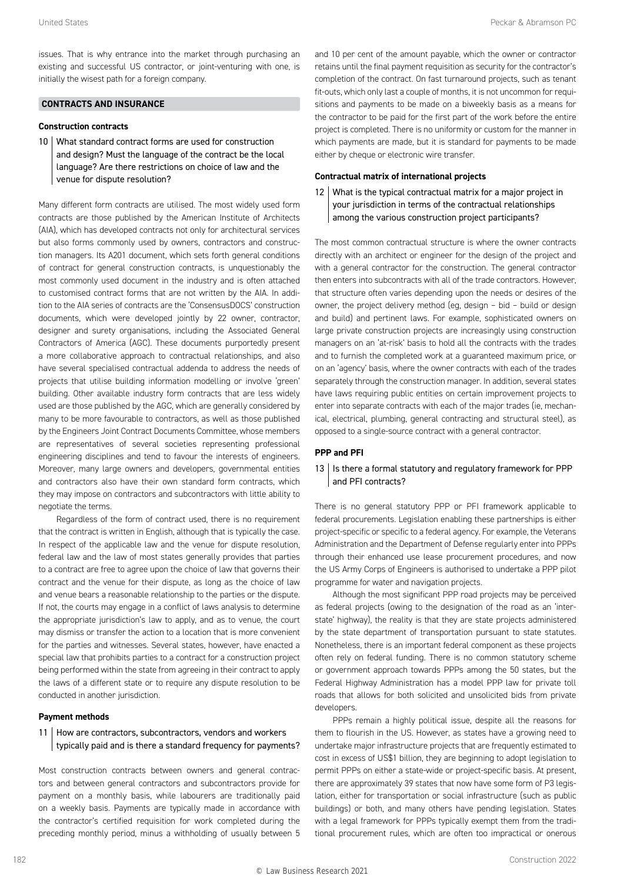issues. That is why entrance into the market through purchasing an existing and successful US contractor, or joint-venturing with one, is initially the wisest path for a foreign company.

## CONTRACTS AND INSURANCE

### Construction contracts

**10 What standard contract forms are used for construction and design? Must the language of the contract be the local language? Are there restrictions on choice of law and the venue for dispute resolution?**

Many different form contracts are utilised. The most widely used form contracts are those published by the American Institute of Architects (AIA), which has developed contracts not only for architectural services but also forms commonly used by owners, contractors and construction managers. Its A201 document, which sets forth general conditions of contract for general construction contracts, is unquestionably the most commonly used document in the industry and is often attached to customised contract forms that are not written by the AIA. In addition to the AIA series of contracts are the 'ConsensusDOCS' construction documents, which were developed jointly by 22 owner, contractor, designer and surety organisations, including the Associated General Contractors of America (AGC). These documents purportedly present a more collaborative approach to contractual relationships, and also have several specialised contractual addenda to address the needs of projects that utilise building information modelling or involve 'green' building. Other available industry form contracts that are less widely used are those published by the AGC, which are generally considered by many to be more favourable to contractors, as well as those published by the Engineers Joint Contract Documents Committee, whose members are representatives of several societies representing professional engineering disciplines and tend to favour the interests of engineers. Moreover, many large owners and developers, governmental entities and contractors also have their own standard form contracts, which they may impose on contractors and subcontractors with little ability to negotiate the terms.

Regardless of the form of contract used, there is no requirement that the contract is written in English, although that is typically the case. In respect of the applicable law and the venue for dispute resolution, federal law and the law of most states generally provides that parties to a contract are free to agree upon the choice of law that governs their contract and the venue for their dispute, as long as the choice of law and venue bears a reasonable relationship to the parties or the dispute. If not, the courts may engage in a conflict of laws analysis to determine the appropriate jurisdiction's law to apply, and as to venue, the court may dismiss or transfer the action to a location that is more convenient for the parties and witnesses. Several states, however, have enacted a special law that prohibits parties to a contract for a construction project being performed within the state from agreeing in their contract to apply the laws of a different state or to require any dispute resolution to be conducted in another jurisdiction.

### Payment methods

**11 How are contractors, subcontractors, vendors and workers typically paid and is there a standard frequency for payments?**

Most construction contracts between owners and general contractors and between general contractors and subcontractors provide for payment on a monthly basis, while labourers are traditionally paid on a weekly basis. Payments are typically made in accordance with the contractor's certified requisition for work completed during the preceding monthly period, minus a withholding of usually between 5 and 10 per cent of the amount payable, which the owner or contractor retains until the final payment requisition as security for the contractor's completion of the contract. On fast turnaround projects, such as tenant fit-outs, which only last a couple of months, it is not uncommon for requisitions and payments to be made on a biweekly basis as a means for the contractor to be paid for the first part of the work before the entire project is completed. There is no uniformity or custom for the manner in which payments are made, but it is standard for payments to be made either by cheque or electronic wire transfer.

### Contractual matrix of international projects

**12 What is the typical contractual matrix for a major project in your jurisdiction in terms of the contractual relationships among the various construction project participants?**

The most common contractual structure is where the owner contracts directly with an architect or engineer for the design of the project and with a general contractor for the construction. The general contractor then enters into subcontracts with all of the trade contractors. However, that structure often varies depending upon the needs or desires of the owner, the project delivery method (eg, design – bid – build or design and build) and pertinent laws. For example, sophisticated owners on large private construction projects are increasingly using construction managers on an 'at-risk' basis to hold all the contracts with the trades and to furnish the completed work at a guaranteed maximum price, or on an 'agency' basis, where the owner contracts with each of the trades separately through the construction manager. In addition, several states have laws requiring public entities on certain improvement projects to enter into separate contracts with each of the major trades (ie, mechanical, electrical, plumbing, general contracting and structural steel), as opposed to a single-source contract with a general contractor.

### PPP and PFI

**13 Is there a formal statutory and regulatory framework for PPP and PFI contracts?**

There is no general statutory PPP or PFI framework applicable to federal procurements. Legislation enabling these partnerships is either project-specific or specific to a federal agency. For example, the Veterans Administration and the Department of Defense regularly enter into PPPs through their enhanced use lease procurement procedures, and now the US Army Corps of Engineers is authorised to undertake a PPP pilot programme for water and navigation projects.

Although the most significant PPP road projects may be perceived as federal projects (owing to the designation of the road as an 'interstate' highway), the reality is that they are state projects administered by the state department of transportation pursuant to state statutes. Nonetheless, there is an important federal component as these projects often rely on federal funding. There is no common statutory scheme or government approach towards PPPs among the 50 states, but the Federal Highway Administration has a model PPP law for private toll roads that allows for both solicited and unsolicited bids from private developers.

PPPs remain a highly political issue, despite all the reasons for them to flourish in the US. However, as states have a growing need to undertake major infrastructure projects that are frequently estimated to cost in excess of US$1 billion, they are beginning to adopt legislation to permit PPPs on either a state-wide or project-specific basis. At present, there are approximately 39 states that now have some form of P3 legislation, either for transportation or social infrastructure (such as public buildings) or both, and many others have pending legislation. States with a legal framework for PPPs typically exempt them from the traditional procurement rules, which are often too impractical or onerous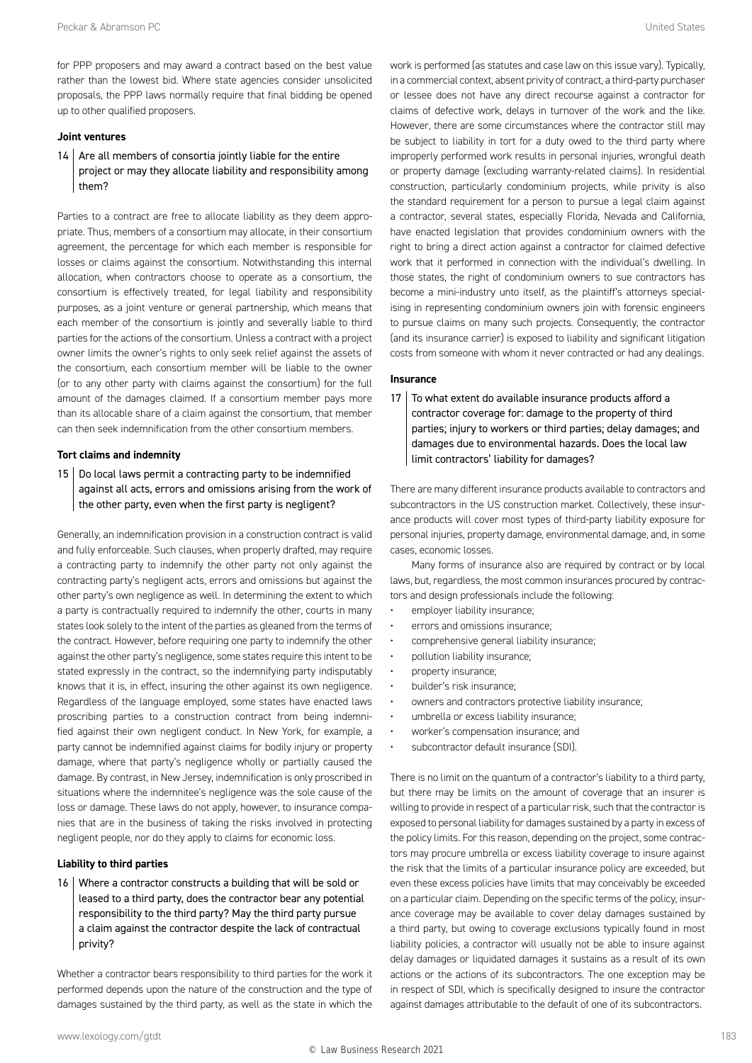for PPP proposers and may award a contract based on the best value rather than the lowest bid. Where state agencies consider unsolicited proposals, the PPP laws normally require that final bidding be opened up to other qualified proposers.

### Joint ventures

**14 Are all members of consortia jointly liable for the entire project or may they allocate liability and responsibility among them?**

Parties to a contract are free to allocate liability as they deem appropriate. Thus, members of a consortium may allocate, in their consortium agreement, the percentage for which each member is responsible for losses or claims against the consortium. Notwithstanding this internal allocation, when contractors choose to operate as a consortium, the consortium is effectively treated, for legal liability and responsibility purposes, as a joint venture or general partnership, which means that each member of the consortium is jointly and severally liable to third parties for the actions of the consortium. Unless a contract with a project owner limits the owner's rights to only seek relief against the assets of the consortium, each consortium member will be liable to the owner (or to any other party with claims against the consortium) for the full amount of the damages claimed. If a consortium member pays more than its allocable share of a claim against the consortium, that member can then seek indemnification from the other consortium members.

### Tort claims and indemnity

**15 Do local laws permit a contracting party to be indemnified against all acts, errors and omissions arising from the work of the other party, even when the first party is negligent?**

Generally, an indemnification provision in a construction contract is valid and fully enforceable. Such clauses, when properly drafted, may require a contracting party to indemnify the other party not only against the contracting party's negligent acts, errors and omissions but against the other party's own negligence as well. In determining the extent to which a party is contractually required to indemnify the other, courts in many states look solely to the intent of the parties as gleaned from the terms of the contract. However, before requiring one party to indemnify the other against the other party's negligence, some states require this intent to be stated expressly in the contract, so the indemnifying party indisputably knows that it is, in effect, insuring the other against its own negligence. Regardless of the language employed, some states have enacted laws proscribing parties to a construction contract from being indemnified against their own negligent conduct. In New York, for example, a party cannot be indemnified against claims for bodily injury or property damage, where that party's negligence wholly or partially caused the damage. By contrast, in New Jersey, indemnification is only proscribed in situations where the indemnitee's negligence was the sole cause of the loss or damage. These laws do not apply, however, to insurance companies that are in the business of taking the risks involved in protecting negligent people, nor do they apply to claims for economic loss.

### Liability to third parties

**16 Where a contractor constructs a building that will be sold or leased to a third party, does the contractor bear any potential responsibility to the third party? May the third party pursue a claim against the contractor despite the lack of contractual privity?**

Whether a contractor bears responsibility to third parties for the work it performed depends upon the nature of the construction and the type of damages sustained by the third party, as well as the state in which the work is performed (as statutes and case law on this issue vary). Typically, in a commercial context, absent privity of contract, a third-party purchaser or lessee does not have any direct recourse against a contractor for claims of defective work, delays in turnover of the work and the like. However, there are some circumstances where the contractor still may be subject to liability in tort for a duty owed to the third party where improperly performed work results in personal injuries, wrongful death or property damage (excluding warranty-related claims). In residential construction, particularly condominium projects, while privity is also the standard requirement for a person to pursue a legal claim against a contractor, several states, especially Florida, Nevada and California, have enacted legislation that provides condominium owners with the right to bring a direct action against a contractor for claimed defective work that it performed in connection with the individual's dwelling. In those states, the right of condominium owners to sue contractors has become a mini-industry unto itself, as the plaintiff's attorneys specialising in representing condominium owners join with forensic engineers to pursue claims on many such projects. Consequently, the contractor (and its insurance carrier) is exposed to liability and significant litigation costs from someone with whom it never contracted or had any dealings.

### Insurance

**17 To what extent do available insurance products afford a contractor coverage for: damage to the property of third parties; injury to workers or third parties; delay damages; and damages due to environmental hazards. Does the local law limit contractors' liability for damages?**

There are many different insurance products available to contractors and subcontractors in the US construction market. Collectively, these insurance products will cover most types of third-party liability exposure for personal injuries, property damage, environmental damage, and, in some cases, economic losses.

Many forms of insurance also are required by contract or by local laws, but, regardless, the most common insurances procured by contractors and design professionals include the following:

- employer liability insurance;
- errors and omissions insurance;
- comprehensive general liability insurance;
- pollution liability insurance;
- property insurance;
- builder's risk insurance;
- owners and contractors protective liability insurance;
- umbrella or excess liability insurance;
- worker's compensation insurance; and
- subcontractor default insurance (SDI).

There is no limit on the quantum of a contractor's liability to a third party, but there may be limits on the amount of coverage that an insurer is willing to provide in respect of a particular risk, such that the contractor is exposed to personal liability for damages sustained by a party in excess of the policy limits. For this reason, depending on the project, some contractors may procure umbrella or excess liability coverage to insure against the risk that the limits of a particular insurance policy are exceeded, but even these excess policies have limits that may conceivably be exceeded on a particular claim. Depending on the specific terms of the policy, insurance coverage may be available to cover delay damages sustained by a third party, but owing to coverage exclusions typically found in most liability policies, a contractor will usually not be able to insure against delay damages or liquidated damages it sustains as a result of its own actions or the actions of its subcontractors. The one exception may be in respect of SDI, which is specifically designed to insure the contractor against damages attributable to the default of one of its subcontractors.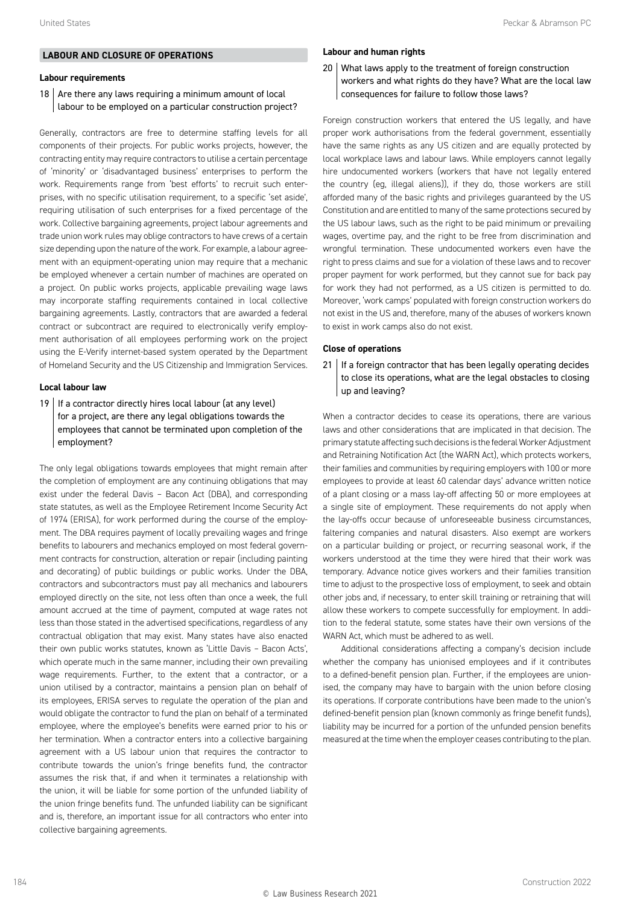## LABOUR AND CLOSURE OF OPERATIONS

### Labour requirements

**18 Are there any laws requiring a minimum amount of local labour to be employed on a particular construction project?**

Generally, contractors are free to determine staffing levels for all components of their projects. For public works projects, however, the contracting entity may require contractors to utilise a certain percentage of 'minority' or 'disadvantaged business' enterprises to perform the work. Requirements range from 'best efforts' to recruit such enterprises, with no specific utilisation requirement, to a specific 'set aside', requiring utilisation of such enterprises for a fixed percentage of the work. Collective bargaining agreements, project labour agreements and trade union work rules may oblige contractors to have crews of a certain size depending upon the nature of the work. For example, a labour agreement with an equipment-operating union may require that a mechanic be employed whenever a certain number of machines are operated on a project. On public works projects, applicable prevailing wage laws may incorporate staffing requirements contained in local collective bargaining agreements. Lastly, contractors that are awarded a federal contract or subcontract are required to electronically verify employment authorisation of all employees performing work on the project using the E-Verify internet-based system operated by the Department of Homeland Security and the US Citizenship and Immigration Services.

### Local labour law

**19 If a contractor directly hires local labour (at any level) for a project, are there any legal obligations towards the employees that cannot be terminated upon completion of the employment?**

The only legal obligations towards employees that might remain after the completion of employment are any continuing obligations that may exist under the federal Davis – Bacon Act (DBA), and corresponding state statutes, as well as the Employee Retirement Income Security Act of 1974 (ERISA), for work performed during the course of the employment. The DBA requires payment of locally prevailing wages and fringe benefits to labourers and mechanics employed on most federal government contracts for construction, alteration or repair (including painting and decorating) of public buildings or public works. Under the DBA, contractors and subcontractors must pay all mechanics and labourers employed directly on the site, not less often than once a week, the full amount accrued at the time of payment, computed at wage rates not less than those stated in the advertised specifications, regardless of any contractual obligation that may exist. Many states have also enacted their own public works statutes, known as 'Little Davis – Bacon Acts', which operate much in the same manner, including their own prevailing wage requirements. Further, to the extent that a contractor, or a union utilised by a contractor, maintains a pension plan on behalf of its employees, ERISA serves to regulate the operation of the plan and would obligate the contractor to fund the plan on behalf of a terminated employee, where the employee's benefits were earned prior to his or her termination. When a contractor enters into a collective bargaining agreement with a US labour union that requires the contractor to contribute towards the union's fringe benefits fund, the contractor assumes the risk that, if and when it terminates a relationship with the union, it will be liable for some portion of the unfunded liability of the union fringe benefits fund. The unfunded liability can be significant and is, therefore, an important issue for all contractors who enter into collective bargaining agreements.

### Labour and human rights

**20 What laws apply to the treatment of foreign construction workers and what rights do they have? What are the local law consequences for failure to follow those laws?**

Foreign construction workers that entered the US legally, and have proper work authorisations from the federal government, essentially have the same rights as any US citizen and are equally protected by local workplace laws and labour laws. While employers cannot legally hire undocumented workers (workers that have not legally entered the country (eg, illegal aliens)), if they do, those workers are still afforded many of the basic rights and privileges guaranteed by the US Constitution and are entitled to many of the same protections secured by the US labour laws, such as the right to be paid minimum or prevailing wages, overtime pay, and the right to be free from discrimination and wrongful termination. These undocumented workers even have the right to press claims and sue for a violation of these laws and to recover proper payment for work performed, but they cannot sue for back pay for work they had not performed, as a US citizen is permitted to do. Moreover, 'work camps' populated with foreign construction workers do not exist in the US and, therefore, many of the abuses of workers known to exist in work camps also do not exist.

### Close of operations

**21 If a foreign contractor that has been legally operating decides to close its operations, what are the legal obstacles to closing up and leaving?**

When a contractor decides to cease its operations, there are various laws and other considerations that are implicated in that decision. The primary statute affecting such decisions is the federal Worker Adjustment and Retraining Notification Act (the WARN Act), which protects workers, their families and communities by requiring employers with 100 or more employees to provide at least 60 calendar days' advance written notice of a plant closing or a mass lay-off affecting 50 or more employees at a single site of employment. These requirements do not apply when the lay-offs occur because of unforeseeable business circumstances, faltering companies and natural disasters. Also exempt are workers on a particular building or project, or recurring seasonal work, if the workers understood at the time they were hired that their work was temporary. Advance notice gives workers and their families transition time to adjust to the prospective loss of employment, to seek and obtain other jobs and, if necessary, to enter skill training or retraining that will allow these workers to compete successfully for employment. In addition to the federal statute, some states have their own versions of the WARN Act, which must be adhered to as well.

Additional considerations affecting a company's decision include whether the company has unionised employees and if it contributes to a defined-benefit pension plan. Further, if the employees are unionised, the company may have to bargain with the union before closing its operations. If corporate contributions have been made to the union's defined-benefit pension plan (known commonly as fringe benefit funds), liability may be incurred for a portion of the unfunded pension benefits measured at the time when the employer ceases contributing to the plan.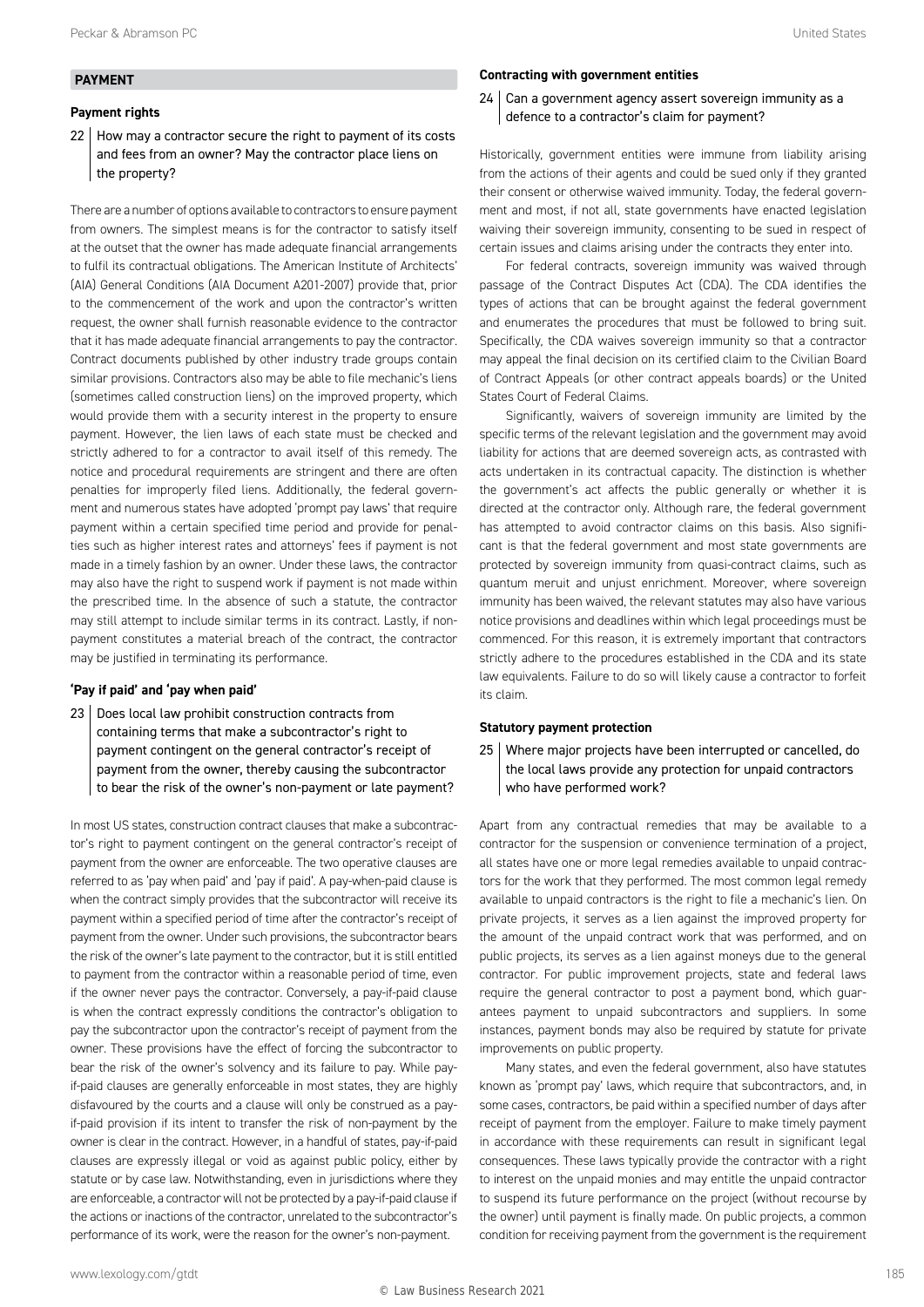## PAYMENT

### Payment rights

**22 How may a contractor secure the right to payment of its costs and fees from an owner? May the contractor place liens on the property?**

There are a number of options available to contractors to ensure payment from owners. The simplest means is for the contractor to satisfy itself at the outset that the owner has made adequate financial arrangements to fulfil its contractual obligations. The American Institute of Architects' (AIA) General Conditions (AIA Document A201-2007) provide that, prior to the commencement of the work and upon the contractor's written request, the owner shall furnish reasonable evidence to the contractor that it has made adequate financial arrangements to pay the contractor. Contract documents published by other industry trade groups contain similar provisions. Contractors also may be able to file mechanic's liens (sometimes called construction liens) on the improved property, which would provide them with a security interest in the property to ensure payment. However, the lien laws of each state must be checked and strictly adhered to for a contractor to avail itself of this remedy. The notice and procedural requirements are stringent and there are often penalties for improperly filed liens. Additionally, the federal government and numerous states have adopted 'prompt pay laws' that require payment within a certain specified time period and provide for penalties such as higher interest rates and attorneys' fees if payment is not made in a timely fashion by an owner. Under these laws, the contractor may also have the right to suspend work if payment is not made within the prescribed time. In the absence of such a statute, the contractor may still attempt to include similar terms in its contract. Lastly, if nonpayment constitutes a material breach of the contract, the contractor may be justified in terminating its performance.

### 'Pay if paid' and 'pay when paid'

**23 Does local law prohibit construction contracts from containing terms that make a subcontractor's right to payment contingent on the general contractor's receipt of payment from the owner, thereby causing the subcontractor to bear the risk of the owner's non-payment or late payment?**

In most US states, construction contract clauses that make a subcontractor's right to payment contingent on the general contractor's receipt of payment from the owner are enforceable. The two operative clauses are referred to as 'pay when paid' and 'pay if paid'. A pay-when-paid clause is when the contract simply provides that the subcontractor will receive its payment within a specified period of time after the contractor's receipt of payment from the owner. Under such provisions, the subcontractor bears the risk of the owner's late payment to the contractor, but it is still entitled to payment from the contractor within a reasonable period of time, even if the owner never pays the contractor. Conversely, a pay-if-paid clause is when the contract expressly conditions the contractor's obligation to pay the subcontractor upon the contractor's receipt of payment from the owner. These provisions have the effect of forcing the subcontractor to bear the risk of the owner's solvency and its failure to pay. While pay-if-paid clauses are generally enforceable in most states, they are highly disfavoured by the courts and a clause will only be construed as a pay-if-paid provision if its intent to transfer the risk of non-payment by the owner is clear in the contract. However, in a handful of states, pay-if-paid clauses are expressly illegal or void as against public policy, either by statute or by case law. Notwithstanding, even in jurisdictions where they are enforceable, a contractor will not be protected by a pay-if-paid clause if the actions or inactions of the contractor, unrelated to the subcontractor's performance of its work, were the reason for the owner's non-payment.

### Contracting with government entities

**24 Can a government agency assert sovereign immunity as a defence to a contractor's claim for payment?**

Historically, government entities were immune from liability arising from the actions of their agents and could be sued only if they granted their consent or otherwise waived immunity. Today, the federal government and most, if not all, state governments have enacted legislation waiving their sovereign immunity, consenting to be sued in respect of certain issues and claims arising under the contracts they enter into.

For federal contracts, sovereign immunity was waived through passage of the Contract Disputes Act (CDA). The CDA identifies the types of actions that can be brought against the federal government and enumerates the procedures that must be followed to bring suit. Specifically, the CDA waives sovereign immunity so that a contractor may appeal the final decision on its certified claim to the Civilian Board of Contract Appeals (or other contract appeals boards) or the United States Court of Federal Claims.

Significantly, waivers of sovereign immunity are limited by the specific terms of the relevant legislation and the government may avoid liability for actions that are deemed sovereign acts, as contrasted with acts undertaken in its contractual capacity. The distinction is whether the government's act affects the public generally or whether it is directed at the contractor only. Although rare, the federal government has attempted to avoid contractor claims on this basis. Also significant is that the federal government and most state governments are protected by sovereign immunity from quasi-contract claims, such as quantum meruit and unjust enrichment. Moreover, where sovereign immunity has been waived, the relevant statutes may also have various notice provisions and deadlines within which legal proceedings must be commenced. For this reason, it is extremely important that contractors strictly adhere to the procedures established in the CDA and its state law equivalents. Failure to do so will likely cause a contractor to forfeit its claim.

### Statutory payment protection

**25 Where major projects have been interrupted or cancelled, do the local laws provide any protection for unpaid contractors who have performed work?**

Apart from any contractual remedies that may be available to a contractor for the suspension or convenience termination of a project, all states have one or more legal remedies available to unpaid contractors for the work that they performed. The most common legal remedy available to unpaid contractors is the right to file a mechanic's lien. On private projects, it serves as a lien against the improved property for the amount of the unpaid contract work that was performed, and on public projects, its serves as a lien against moneys due to the general contractor. For public improvement projects, state and federal laws require the general contractor to post a payment bond, which guarantees payment to unpaid subcontractors and suppliers. In some instances, payment bonds may also be required by statute for private improvements on public property.

Many states, and even the federal government, also have statutes known as 'prompt pay' laws, which require that subcontractors, and, in some cases, contractors, be paid within a specified number of days after receipt of payment from the employer. Failure to make timely payment in accordance with these requirements can result in significant legal consequences. These laws typically provide the contractor with a right to interest on the unpaid monies and may entitle the unpaid contractor to suspend its future performance on the project (without recourse by the owner) until payment is finally made. On public projects, a common condition for receiving payment from the government is the requirement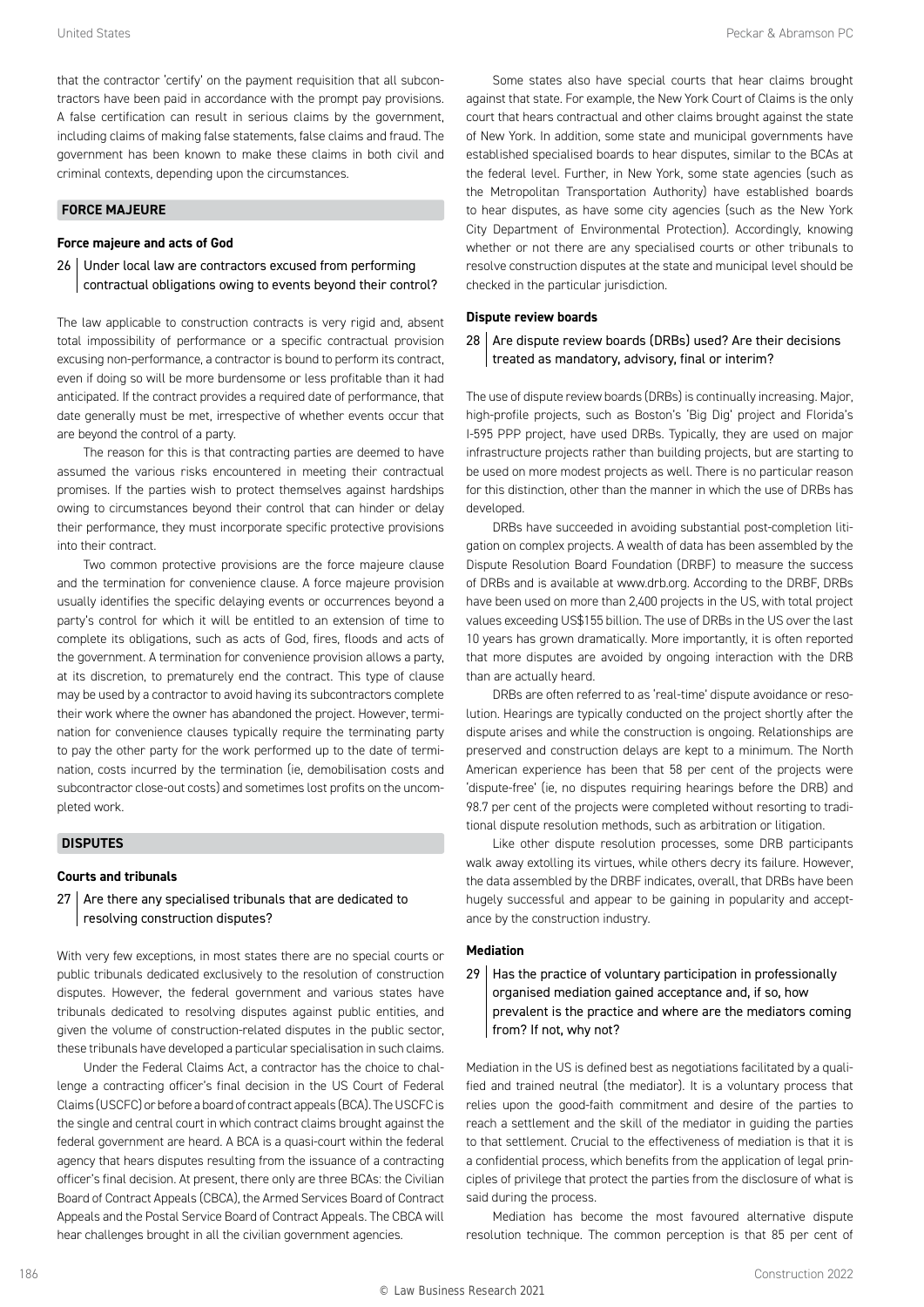that the contractor 'certify' on the payment requisition that all subcontractors have been paid in accordance with the prompt pay provisions. A false certification can result in serious claims by the government, including claims of making false statements, false claims and fraud. The government has been known to make these claims in both civil and criminal contexts, depending upon the circumstances.

## FORCE MAJEURE

### Force majeure and acts of God

**26 Under local law are contractors excused from performing contractual obligations owing to events beyond their control?**

The law applicable to construction contracts is very rigid and, absent total impossibility of performance or a specific contractual provision excusing non-performance, a contractor is bound to perform its contract, even if doing so will be more burdensome or less profitable than it had anticipated. If the contract provides a required date of performance, that date generally must be met, irrespective of whether events occur that are beyond the control of a party.

The reason for this is that contracting parties are deemed to have assumed the various risks encountered in meeting their contractual promises. If the parties wish to protect themselves against hardships owing to circumstances beyond their control that can hinder or delay their performance, they must incorporate specific protective provisions into their contract.

Two common protective provisions are the force majeure clause and the termination for convenience clause. A force majeure provision usually identifies the specific delaying events or occurrences beyond a party's control for which it will be entitled to an extension of time to complete its obligations, such as acts of God, fires, floods and acts of the government. A termination for convenience provision allows a party, at its discretion, to prematurely end the contract. This type of clause may be used by a contractor to avoid having its subcontractors complete their work where the owner has abandoned the project. However, termination for convenience clauses typically require the terminating party to pay the other party for the work performed up to the date of termination, costs incurred by the termination (ie, demobilisation costs and subcontractor close-out costs) and sometimes lost profits on the uncompleted work.

## DISPUTES

### Courts and tribunals

**27 Are there any specialised tribunals that are dedicated to resolving construction disputes?**

With very few exceptions, in most states there are no special courts or public tribunals dedicated exclusively to the resolution of construction disputes. However, the federal government and various states have tribunals dedicated to resolving disputes against public entities, and given the volume of construction-related disputes in the public sector, these tribunals have developed a particular specialisation in such claims.

Under the Federal Claims Act, a contractor has the choice to challenge a contracting officer's final decision in the US Court of Federal Claims (USCFC) or before a board of contract appeals (BCA). The USCFC is the single and central court in which contract claims brought against the federal government are heard. A BCA is a quasi-court within the federal agency that hears disputes resulting from the issuance of a contracting officer's final decision. At present, there only are three BCAs: the Civilian Board of Contract Appeals (CBCA), the Armed Services Board of Contract Appeals and the Postal Service Board of Contract Appeals. The CBCA will hear challenges brought in all the civilian government agencies.

Some states also have special courts that hear claims brought against that state. For example, the New York Court of Claims is the only court that hears contractual and other claims brought against the state of New York. In addition, some state and municipal governments have established specialised boards to hear disputes, similar to the BCAs at the federal level. Further, in New York, some state agencies (such as the Metropolitan Transportation Authority) have established boards to hear disputes, as have some city agencies (such as the New York City Department of Environmental Protection). Accordingly, knowing whether or not there are any specialised courts or other tribunals to resolve construction disputes at the state and municipal level should be checked in the particular jurisdiction.

### Dispute review boards

**28 Are dispute review boards (DRBs) used? Are their decisions treated as mandatory, advisory, final or interim?**

The use of dispute review boards (DRBs) is continually increasing. Major, high-profile projects, such as Boston's 'Big Dig' project and Florida's I-595 PPP project, have used DRBs. Typically, they are used on major infrastructure projects rather than building projects, but are starting to be used on more modest projects as well. There is no particular reason for this distinction, other than the manner in which the use of DRBs has developed.

DRBs have succeeded in avoiding substantial post-completion litigation on complex projects. A wealth of data has been assembled by the Dispute Resolution Board Foundation (DRBF) to measure the success of DRBs and is available at www.drb.org. According to the DRBF, DRBs have been used on more than 2,400 projects in the US, with total project values exceeding US$155 billion. The use of DRBs in the US over the last 10 years has grown dramatically. More importantly, it is often reported that more disputes are avoided by ongoing interaction with the DRB than are actually heard.

DRBs are often referred to as 'real-time' dispute avoidance or resolution. Hearings are typically conducted on the project shortly after the dispute arises and while the construction is ongoing. Relationships are preserved and construction delays are kept to a minimum. The North American experience has been that 58 per cent of the projects were 'dispute-free' (ie, no disputes requiring hearings before the DRB) and 98.7 per cent of the projects were completed without resorting to traditional dispute resolution methods, such as arbitration or litigation.

Like other dispute resolution processes, some DRB participants walk away extolling its virtues, while others decry its failure. However, the data assembled by the DRBF indicates, overall, that DRBs have been hugely successful and appear to be gaining in popularity and acceptance by the construction industry.

### Mediation

**29 Has the practice of voluntary participation in professionally organised mediation gained acceptance and, if so, how prevalent is the practice and where are the mediators coming from? If not, why not?**

Mediation in the US is defined best as negotiations facilitated by a qualified and trained neutral (the mediator). It is a voluntary process that relies upon the good-faith commitment and desire of the parties to reach a settlement and the skill of the mediator in guiding the parties to that settlement. Crucial to the effectiveness of mediation is that it is a confidential process, which benefits from the application of legal principles of privilege that protect the parties from the disclosure of what is said during the process.

Mediation has become the most favoured alternative dispute resolution technique. The common perception is that 85 per cent of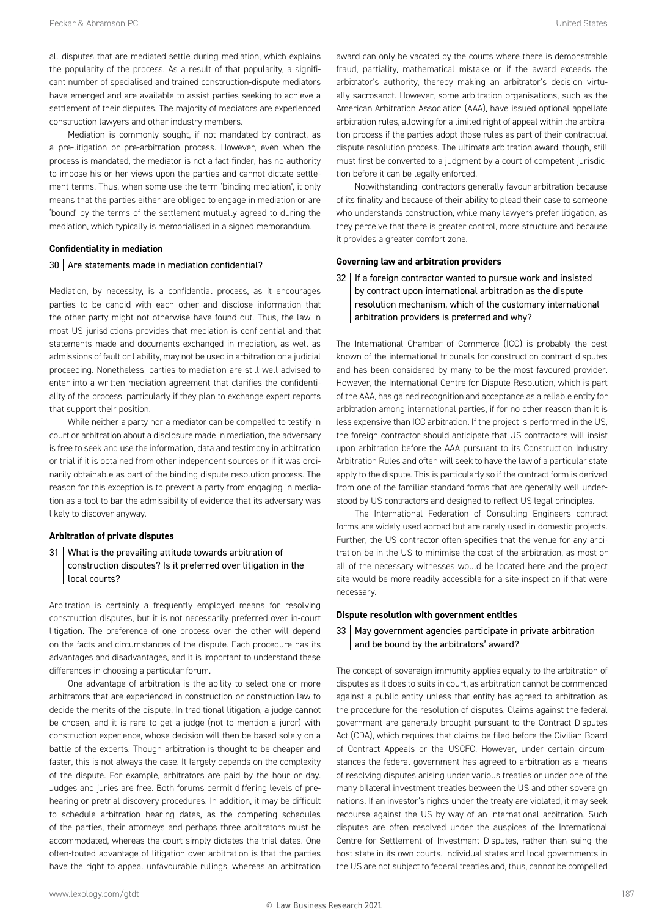all disputes that are mediated settle during mediation, which explains the popularity of the process. As a result of that popularity, a significant number of specialised and trained construction-dispute mediators have emerged and are available to assist parties seeking to achieve a settlement of their disputes. The majority of mediators are experienced construction lawyers and other industry members.

Mediation is commonly sought, if not mandated by contract, as a pre-litigation or pre-arbitration process. However, even when the process is mandated, the mediator is not a fact-finder, has no authority to impose his or her views upon the parties and cannot dictate settlement terms. Thus, when some use the term 'binding mediation', it only means that the parties either are obliged to engage in mediation or are 'bound' by the terms of the settlement mutually agreed to during the mediation, which typically is memorialised in a signed memorandum.

**Confidentiality in mediation**

### 30 | Are statements made in mediation confidential?

Mediation, by necessity, is a confidential process, as it encourages parties to be candid with each other and disclose information that the other party might not otherwise have found out. Thus, the law in most US jurisdictions provides that mediation is confidential and that statements made and documents exchanged in mediation, as well as admissions of fault or liability, may not be used in arbitration or a judicial proceeding. Nonetheless, parties to mediation are still well advised to enter into a written mediation agreement that clarifies the confidentiality of the process, particularly if they plan to exchange expert reports that support their position.

While neither a party nor a mediator can be compelled to testify in court or arbitration about a disclosure made in mediation, the adversary is free to seek and use the information, data and testimony in arbitration or trial if it is obtained from other independent sources or if it was ordinarily obtainable as part of the binding dispute resolution process. The reason for this exception is to prevent a party from engaging in mediation as a tool to bar the admissibility of evidence that its adversary was likely to discover anyway.

**Arbitration of private disputes**

### 31 | What is the prevailing attitude towards arbitration of construction disputes? Is it preferred over litigation in the local courts?

Arbitration is certainly a frequently employed means for resolving construction disputes, but it is not necessarily preferred over in-court litigation. The preference of one process over the other will depend on the facts and circumstances of the dispute. Each procedure has its advantages and disadvantages, and it is important to understand these differences in choosing a particular forum.

One advantage of arbitration is the ability to select one or more arbitrators that are experienced in construction or construction law to decide the merits of the dispute. In traditional litigation, a judge cannot be chosen, and it is rare to get a judge (not to mention a juror) with construction experience, whose decision will then be based solely on a battle of the experts. Though arbitration is thought to be cheaper and faster, this is not always the case. It largely depends on the complexity of the dispute. For example, arbitrators are paid by the hour or day. Judges and juries are free. Both forums permit differing levels of pre-hearing or pretrial discovery procedures. In addition, it may be difficult to schedule arbitration hearing dates, as the competing schedules of the parties, their attorneys and perhaps three arbitrators must be accommodated, whereas the court simply dictates the trial dates. One often-touted advantage of litigation over arbitration is that the parties have the right to appeal unfavourable rulings, whereas an arbitration award can only be vacated by the courts where there is demonstrable fraud, partiality, mathematical mistake or if the award exceeds the arbitrator's authority, thereby making an arbitrator's decision virtually sacrosanct. However, some arbitration organisations, such as the American Arbitration Association (AAA), have issued optional appellate arbitration rules, allowing for a limited right of appeal within the arbitration process if the parties adopt those rules as part of their contractual dispute resolution process. The ultimate arbitration award, though, still must first be converted to a judgment by a court of competent jurisdiction before it can be legally enforced.

Notwithstanding, contractors generally favour arbitration because of its finality and because of their ability to plead their case to someone who understands construction, while many lawyers prefer litigation, as they perceive that there is greater control, more structure and because it provides a greater comfort zone.

**Governing law and arbitration providers**

### 32 | If a foreign contractor wanted to pursue work and insisted by contract upon international arbitration as the dispute resolution mechanism, which of the customary international arbitration providers is preferred and why?

The International Chamber of Commerce (ICC) is probably the best known of the international tribunals for construction contract disputes and has been considered by many to be the most favoured provider. However, the International Centre for Dispute Resolution, which is part of the AAA, has gained recognition and acceptance as a reliable entity for arbitration among international parties, if for no other reason than it is less expensive than ICC arbitration. If the project is performed in the US, the foreign contractor should anticipate that US contractors will insist upon arbitration before the AAA pursuant to its Construction Industry Arbitration Rules and often will seek to have the law of a particular state apply to the dispute. This is particularly so if the contract form is derived from one of the familiar standard forms that are generally well understood by US contractors and designed to reflect US legal principles.

The International Federation of Consulting Engineers contract forms are widely used abroad but are rarely used in domestic projects. Further, the US contractor often specifies that the venue for any arbitration be in the US to minimise the cost of the arbitration, as most or all of the necessary witnesses would be located here and the project site would be more readily accessible for a site inspection if that were necessary.

**Dispute resolution with government entities**

### 33 | May government agencies participate in private arbitration and be bound by the arbitrators' award?

The concept of sovereign immunity applies equally to the arbitration of disputes as it does to suits in court, as arbitration cannot be commenced against a public entity unless that entity has agreed to arbitration as the procedure for the resolution of disputes. Claims against the federal government are generally brought pursuant to the Contract Disputes Act (CDA), which requires that claims be filed before the Civilian Board of Contract Appeals or the USCFC. However, under certain circumstances the federal government has agreed to arbitration as a means of resolving disputes arising under various treaties or under one of the many bilateral investment treaties between the US and other sovereign nations. If an investor's rights under the treaty are violated, it may seek recourse against the US by way of an international arbitration. Such disputes are often resolved under the auspices of the International Centre for Settlement of Investment Disputes, rather than suing the host state in its own courts. Individual states and local governments in the US are not subject to federal treaties and, thus, cannot be compelled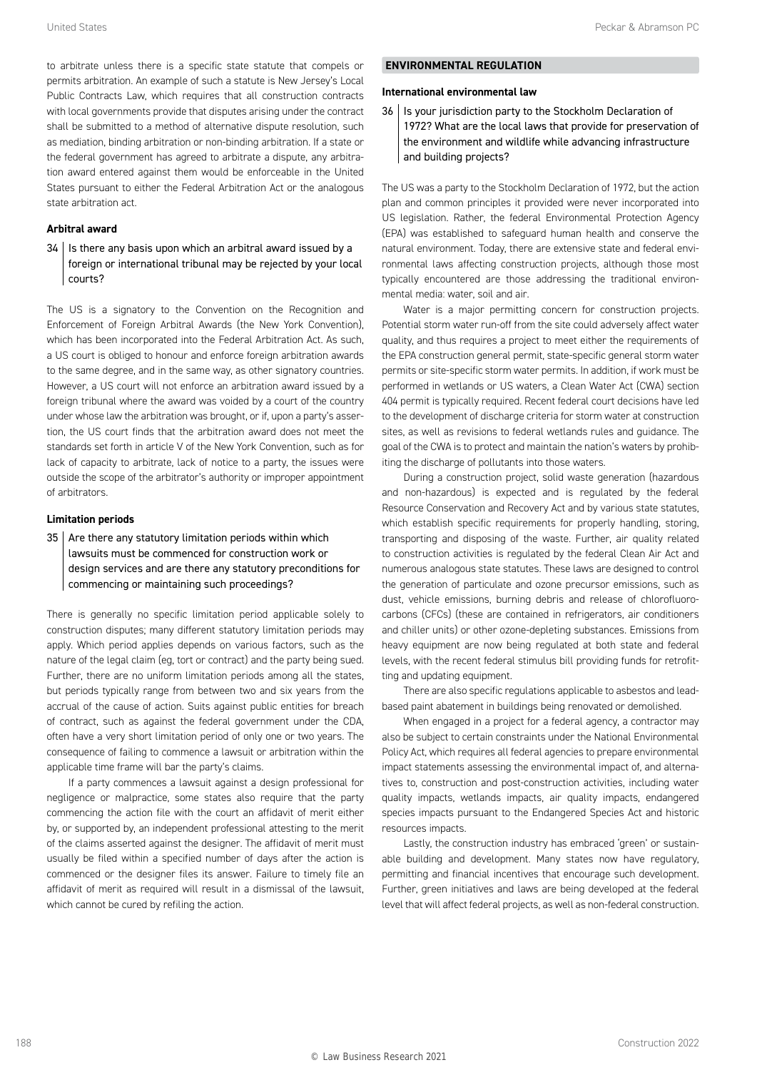to arbitrate unless there is a specific state statute that compels or permits arbitration. An example of such a statute is New Jersey's Local Public Contracts Law, which requires that all construction contracts with local governments provide that disputes arising under the contract shall be submitted to a method of alternative dispute resolution, such as mediation, binding arbitration or non-binding arbitration. If a state or the federal government has agreed to arbitrate a dispute, any arbitration award entered against them would be enforceable in the United States pursuant to either the Federal Arbitration Act or the analogous state arbitration act.

### Arbitral award

**34 Is there any basis upon which an arbitral award issued by a foreign or international tribunal may be rejected by your local courts?**

The US is a signatory to the Convention on the Recognition and Enforcement of Foreign Arbitral Awards (the New York Convention), which has been incorporated into the Federal Arbitration Act. As such, a US court is obliged to honour and enforce foreign arbitration awards to the same degree, and in the same way, as other signatory countries. However, a US court will not enforce an arbitration award issued by a foreign tribunal where the award was voided by a court of the country under whose law the arbitration was brought, or if, upon a party's assertion, the US court finds that the arbitration award does not meet the standards set forth in article V of the New York Convention, such as for lack of capacity to arbitrate, lack of notice to a party, the issues were outside the scope of the arbitrator's authority or improper appointment of arbitrators.

### Limitation periods

**35 Are there any statutory limitation periods within which lawsuits must be commenced for construction work or design services and are there any statutory preconditions for commencing or maintaining such proceedings?**

There is generally no specific limitation period applicable solely to construction disputes; many different statutory limitation periods may apply. Which period applies depends on various factors, such as the nature of the legal claim (eg, tort or contract) and the party being sued. Further, there are no uniform limitation periods among all the states, but periods typically range from between two and six years from the accrual of the cause of action. Suits against public entities for breach of contract, such as against the federal government under the CDA, often have a very short limitation period of only one or two years. The consequence of failing to commence a lawsuit or arbitration within the applicable time frame will bar the party's claims.

If a party commences a lawsuit against a design professional for negligence or malpractice, some states also require that the party commencing the action file with the court an affidavit of merit either by, or supported by, an independent professional attesting to the merit of the claims asserted against the designer. The affidavit of merit must usually be filed within a specified number of days after the action is commenced or the designer files its answer. Failure to timely file an affidavit of merit as required will result in a dismissal of the lawsuit, which cannot be cured by refiling the action.

## ENVIRONMENTAL REGULATION

### International environmental law

**36 Is your jurisdiction party to the Stockholm Declaration of 1972? What are the local laws that provide for preservation of the environment and wildlife while advancing infrastructure and building projects?**

The US was a party to the Stockholm Declaration of 1972, but the action plan and common principles it provided were never incorporated into US legislation. Rather, the federal Environmental Protection Agency (EPA) was established to safeguard human health and conserve the natural environment. Today, there are extensive state and federal environmental laws affecting construction projects, although those most typically encountered are those addressing the traditional environmental media: water, soil and air.

Water is a major permitting concern for construction projects. Potential storm water run-off from the site could adversely affect water quality, and thus requires a project to meet either the requirements of the EPA construction general permit, state-specific general storm water permits or site-specific storm water permits. In addition, if work must be performed in wetlands or US waters, a Clean Water Act (CWA) section 404 permit is typically required. Recent federal court decisions have led to the development of discharge criteria for storm water at construction sites, as well as revisions to federal wetlands rules and guidance. The goal of the CWA is to protect and maintain the nation's waters by prohibiting the discharge of pollutants into those waters.

During a construction project, solid waste generation (hazardous and non-hazardous) is expected and is regulated by the federal Resource Conservation and Recovery Act and by various state statutes, which establish specific requirements for properly handling, storing, transporting and disposing of the waste. Further, air quality related to construction activities is regulated by the federal Clean Air Act and numerous analogous state statutes. These laws are designed to control the generation of particulate and ozone precursor emissions, such as dust, vehicle emissions, burning debris and release of chlorofluorocarbons (CFCs) (these are contained in refrigerators, air conditioners and chiller units) or other ozone-depleting substances. Emissions from heavy equipment are now being regulated at both state and federal levels, with the recent federal stimulus bill providing funds for retrofitting and updating equipment.

There are also specific regulations applicable to asbestos and lead-based paint abatement in buildings being renovated or demolished.

When engaged in a project for a federal agency, a contractor may also be subject to certain constraints under the National Environmental Policy Act, which requires all federal agencies to prepare environmental impact statements assessing the environmental impact of, and alternatives to, construction and post-construction activities, including water quality impacts, wetlands impacts, air quality impacts, endangered species impacts pursuant to the Endangered Species Act and historic resources impacts.

Lastly, the construction industry has embraced 'green' or sustainable building and development. Many states now have regulatory, permitting and financial incentives that encourage such development. Further, green initiatives and laws are being developed at the federal level that will affect federal projects, as well as non-federal construction.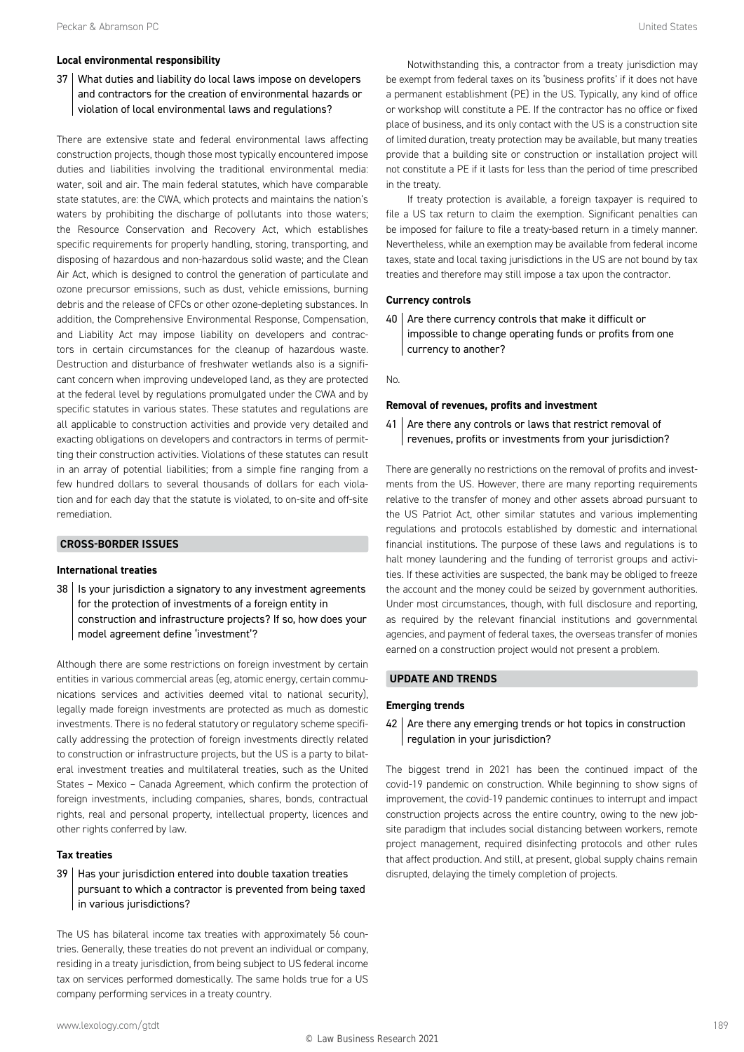### Local environmental responsibility

**37 What duties and liability do local laws impose on developers and contractors for the creation of environmental hazards or violation of local environmental laws and regulations?**

There are extensive state and federal environmental laws affecting construction projects, though those most typically encountered impose duties and liabilities involving the traditional environmental media: water, soil and air. The main federal statutes, which have comparable state statutes, are: the CWA, which protects and maintains the nation's waters by prohibiting the discharge of pollutants into those waters; the Resource Conservation and Recovery Act, which establishes specific requirements for properly handling, storing, transporting, and disposing of hazardous and non-hazardous solid waste; and the Clean Air Act, which is designed to control the generation of particulate and ozone precursor emissions, such as dust, vehicle emissions, burning debris and the release of CFCs or other ozone-depleting substances. In addition, the Comprehensive Environmental Response, Compensation, and Liability Act may impose liability on developers and contractors in certain circumstances for the cleanup of hazardous waste. Destruction and disturbance of freshwater wetlands also is a significant concern when improving undeveloped land, as they are protected at the federal level by regulations promulgated under the CWA and by specific statutes in various states. These statutes and regulations are all applicable to construction activities and provide very detailed and exacting obligations on developers and contractors in terms of permitting their construction activities. Violations of these statutes can result in an array of potential liabilities; from a simple fine ranging from a few hundred dollars to several thousands of dollars for each violation and for each day that the statute is violated, to on-site and off-site remediation.

## CROSS-BORDER ISSUES

### International treaties

**38 Is your jurisdiction a signatory to any investment agreements for the protection of investments of a foreign entity in construction and infrastructure projects? If so, how does your model agreement define 'investment'?**

Although there are some restrictions on foreign investment by certain entities in various commercial areas (eg, atomic energy, certain communications services and activities deemed vital to national security), legally made foreign investments are protected as much as domestic investments. There is no federal statutory or regulatory scheme specifically addressing the protection of foreign investments directly related to construction or infrastructure projects, but the US is a party to bilateral investment treaties and multilateral treaties, such as the United States – Mexico – Canada Agreement, which confirm the protection of foreign investments, including companies, shares, bonds, contractual rights, real and personal property, intellectual property, licences and other rights conferred by law.

### Tax treaties

**39 Has your jurisdiction entered into double taxation treaties pursuant to which a contractor is prevented from being taxed in various jurisdictions?**

The US has bilateral income tax treaties with approximately 56 countries. Generally, these treaties do not prevent an individual or company, residing in a treaty jurisdiction, from being subject to US federal income tax on services performed domestically. The same holds true for a US company performing services in a treaty country.

Notwithstanding this, a contractor from a treaty jurisdiction may be exempt from federal taxes on its 'business profits' if it does not have a permanent establishment (PE) in the US. Typically, any kind of office or workshop will constitute a PE. If the contractor has no office or fixed place of business, and its only contact with the US is a construction site of limited duration, treaty protection may be available, but many treaties provide that a building site or construction or installation project will not constitute a PE if it lasts for less than the period of time prescribed in the treaty.

If treaty protection is available, a foreign taxpayer is required to file a US tax return to claim the exemption. Significant penalties can be imposed for failure to file a treaty-based return in a timely manner. Nevertheless, while an exemption may be available from federal income taxes, state and local taxing jurisdictions in the US are not bound by tax treaties and therefore may still impose a tax upon the contractor.

### Currency controls

**40 Are there currency controls that make it difficult or impossible to change operating funds or profits from one currency to another?**

No.

### Removal of revenues, profits and investment

**41 Are there any controls or laws that restrict removal of revenues, profits or investments from your jurisdiction?**

There are generally no restrictions on the removal of profits and investments from the US. However, there are many reporting requirements relative to the transfer of money and other assets abroad pursuant to the US Patriot Act, other similar statutes and various implementing regulations and protocols established by domestic and international financial institutions. The purpose of these laws and regulations is to halt money laundering and the funding of terrorist groups and activities. If these activities are suspected, the bank may be obliged to freeze the account and the money could be seized by government authorities. Under most circumstances, though, with full disclosure and reporting, as required by the relevant financial institutions and governmental agencies, and payment of federal taxes, the overseas transfer of monies earned on a construction project would not present a problem.

## UPDATE AND TRENDS

### Emerging trends

**42 Are there any emerging trends or hot topics in construction regulation in your jurisdiction?**

The biggest trend in 2021 has been the continued impact of the covid-19 pandemic on construction. While beginning to show signs of improvement, the covid-19 pandemic continues to interrupt and impact construction projects across the entire country, owing to the new jobsite paradigm that includes social distancing between workers, remote project management, required disinfecting protocols and other rules that affect production. And still, at present, global supply chains remain disrupted, delaying the timely completion of projects.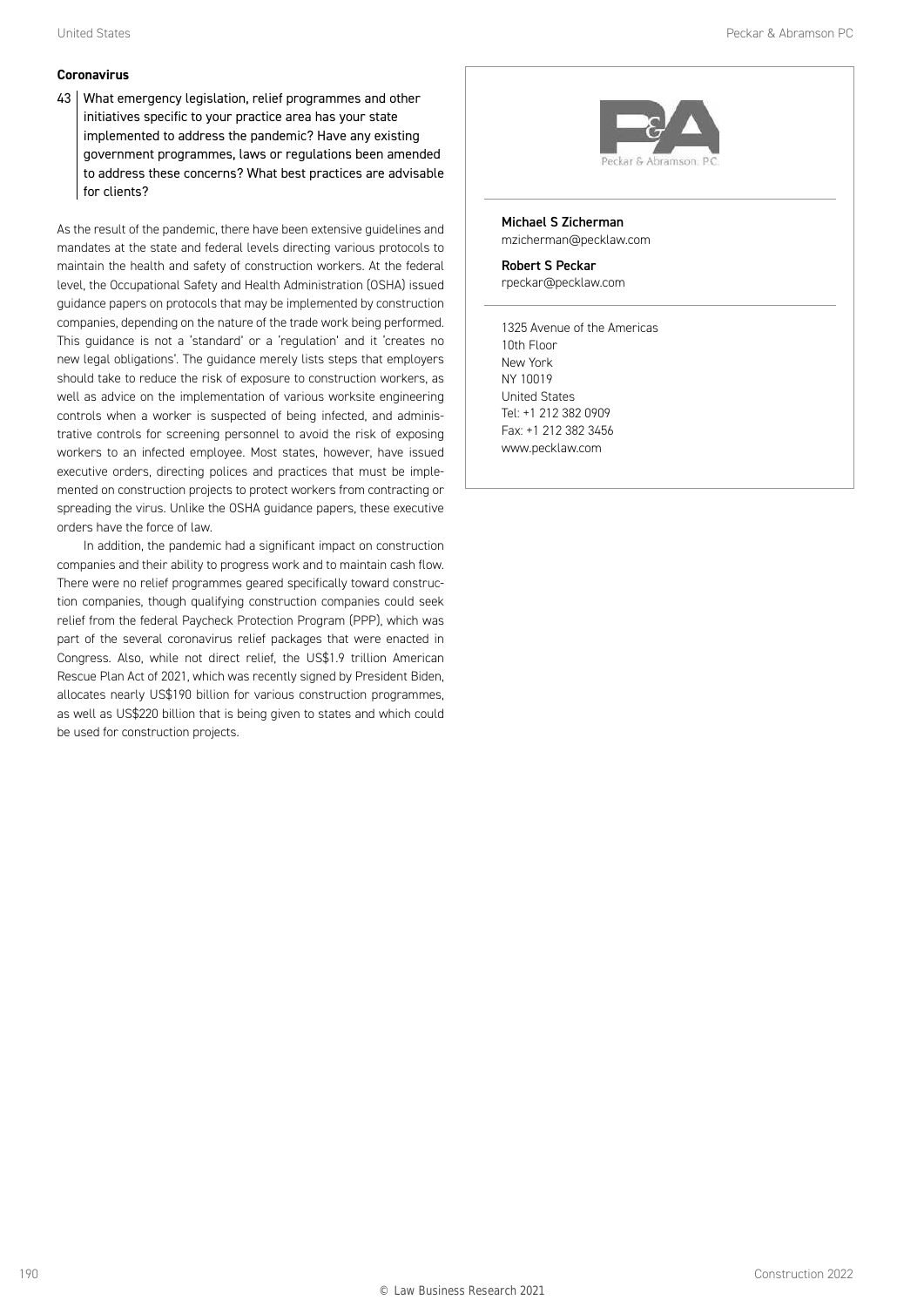## Coronavirus

**43 What emergency legislation, relief programmes and other initiatives specific to your practice area has your state implemented to address the pandemic? Have any existing government programmes, laws or regulations been amended to address these concerns? What best practices are advisable for clients?**

As the result of the pandemic, there have been extensive guidelines and mandates at the state and federal levels directing various protocols to maintain the health and safety of construction workers. At the federal level, the Occupational Safety and Health Administration (OSHA) issued guidance papers on protocols that may be implemented by construction companies, depending on the nature of the trade work being performed. This guidance is not a 'standard' or a 'regulation' and it 'creates no new legal obligations'. The guidance merely lists steps that employers should take to reduce the risk of exposure to construction workers, as well as advice on the implementation of various worksite engineering controls when a worker is suspected of being infected, and administrative controls for screening personnel to avoid the risk of exposing workers to an infected employee. Most states, however, have issued executive orders, directing polices and practices that must be implemented on construction projects to protect workers from contracting or spreading the virus. Unlike the OSHA guidance papers, these executive orders have the force of law.

In addition, the pandemic had a significant impact on construction companies and their ability to progress work and to maintain cash flow. There were no relief programmes geared specifically toward construction companies, though qualifying construction companies could seek relief from the federal Paycheck Protection Program (PPP), which was part of the several coronavirus relief packages that were enacted in Congress. Also, while not direct relief, the US$1.9 trillion American Rescue Plan Act of 2021, which was recently signed by President Biden, allocates nearly US$190 billion for various construction programmes, as well as US$220 billion that is being given to states and which could be used for construction projects.

Peckar & Abramson, P.C.

**Michael S Zicherman**
mzicherman@pecklaw.com

**Robert S Peckar**
rpeckar@pecklaw.com

1325 Avenue of the Americas
10th Floor
New York
NY 10019
United States
Tel: +1 212 382 0909
Fax: +1 212 382 3456
www.pecklaw.com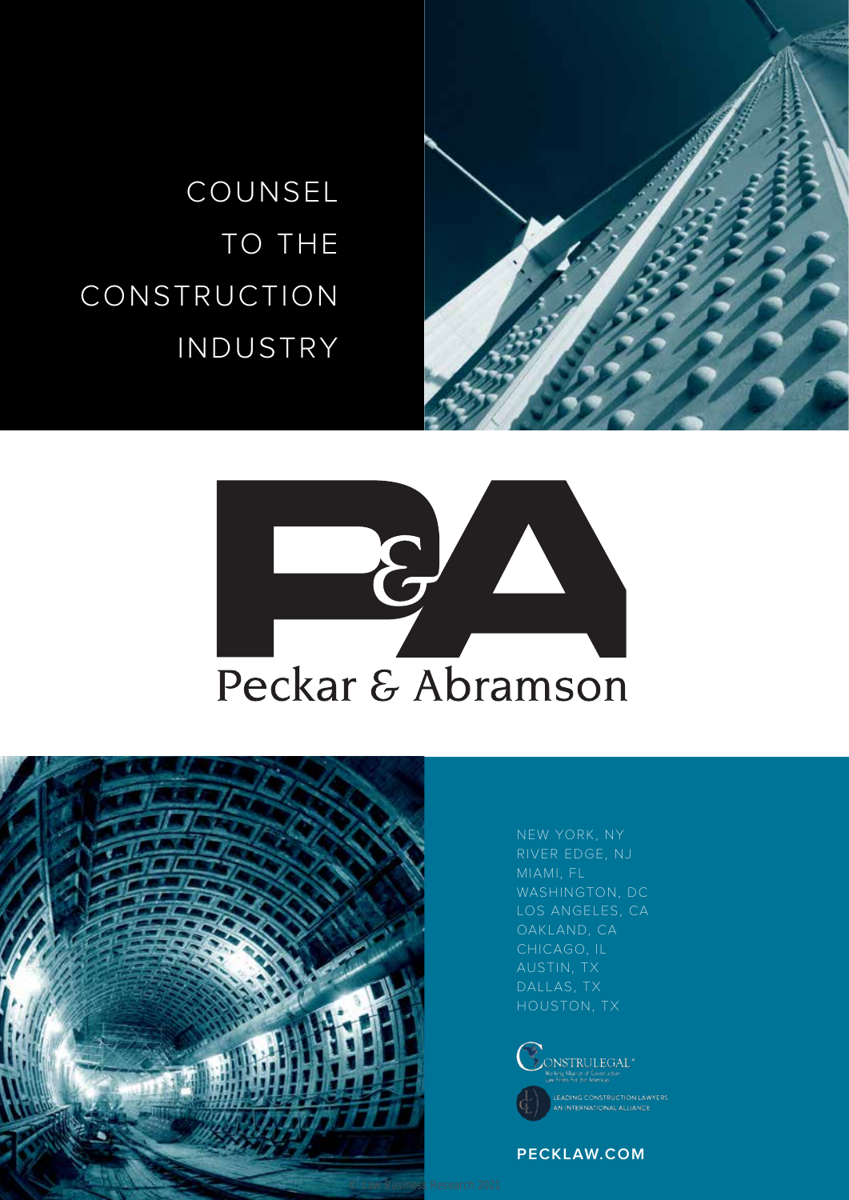COUNSEL TO THE CONSTRUCTION INDUSTRY

Peckar & Abramson

NEW YORK, NY
RIVER EDGE, NJ
MIAMI, FL
WASHINGTON, DC
LOS ANGELES, CA
OAKLAND, CA
CHICAGO, IL
AUSTIN, TX
DALLAS, TX
HOUSTON, TX

CONSTRULEGAL®
Working Alliance of Construction Law Firms For the Americas

LEADING CONSTRUCTION LAWYERS
AN INTERNATIONAL ALLIANCE

**PECKLAW.COM**

© Law Business Research 2020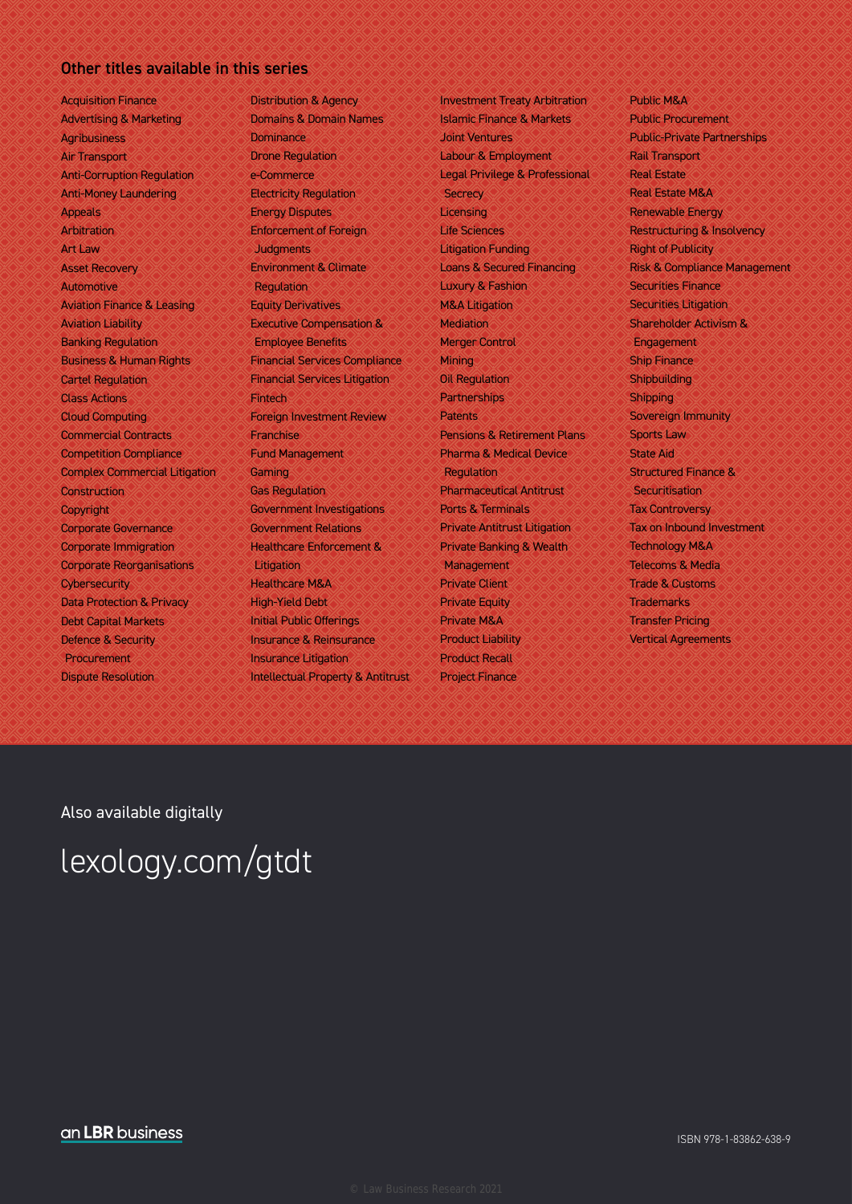## Other titles available in this series

- Acquisition Finance
- Advertising & Marketing
- Agribusiness
- Air Transport
- Anti-Corruption Regulation
- Anti-Money Laundering
- Appeals
- Arbitration
- Art Law
- Asset Recovery
- Automotive
- Aviation Finance & Leasing
- Aviation Liability
- Banking Regulation
- Business & Human Rights
- Cartel Regulation
- Class Actions
- Cloud Computing
- Commercial Contracts
- Competition Compliance
- Complex Commercial Litigation
- Construction
- Copyright
- Corporate Governance
- Corporate Immigration
- Corporate Reorganisations
- Cybersecurity
- Data Protection & Privacy
- Debt Capital Markets
- Defence & Security Procurement
- Dispute Resolution
- Distribution & Agency
- Domains & Domain Names
- Dominance
- Drone Regulation
- e-Commerce
- Electricity Regulation
- Energy Disputes
- Enforcement of Foreign Judgments
- Environment & Climate Regulation
- Equity Derivatives
- Executive Compensation & Employee Benefits
- Financial Services Compliance
- Financial Services Litigation
- Fintech
- Foreign Investment Review
- Franchise
- Fund Management
- Gaming
- Gas Regulation
- Government Investigations
- Government Relations
- Healthcare Enforcement & Litigation
- Healthcare M&A
- High-Yield Debt
- Initial Public Offerings
- Insurance & Reinsurance
- Insurance Litigation
- Intellectual Property & Antitrust
- Investment Treaty Arbitration
- Islamic Finance & Markets
- Joint Ventures
- Labour & Employment
- Legal Privilege & Professional Secrecy
- Licensing
- Life Sciences
- Litigation Funding
- Loans & Secured Financing
- Luxury & Fashion
- M&A Litigation
- Mediation
- Merger Control
- Mining
- Oil Regulation
- Partnerships
- Patents
- Pensions & Retirement Plans
- Pharma & Medical Device Regulation
- Pharmaceutical Antitrust
- Ports & Terminals
- Private Antitrust Litigation
- Private Banking & Wealth Management
- Private Client
- Private Equity
- Private M&A
- Product Liability
- Product Recall
- Project Finance
- Public M&A
- Public Procurement
- Public-Private Partnerships
- Rail Transport
- Real Estate
- Real Estate M&A
- Renewable Energy
- Restructuring & Insolvency
- Right of Publicity
- Risk & Compliance Management
- Securities Finance
- Securities Litigation
- Shareholder Activism & Engagement
- Ship Finance
- Shipbuilding
- Shipping
- Sovereign Immunity
- Sports Law
- State Aid
- Structured Finance & Securitisation
- Tax Controversy
- Tax on Inbound Investment
- Technology M&A
- Telecoms & Media
- Trade & Customs
- Trademarks
- Transfer Pricing
- Vertical Agreements

Also available digitally

# lexology.com/gtdt

an LBR business

ISBN 978-1-83862-638-9

© Law Business Research 2021